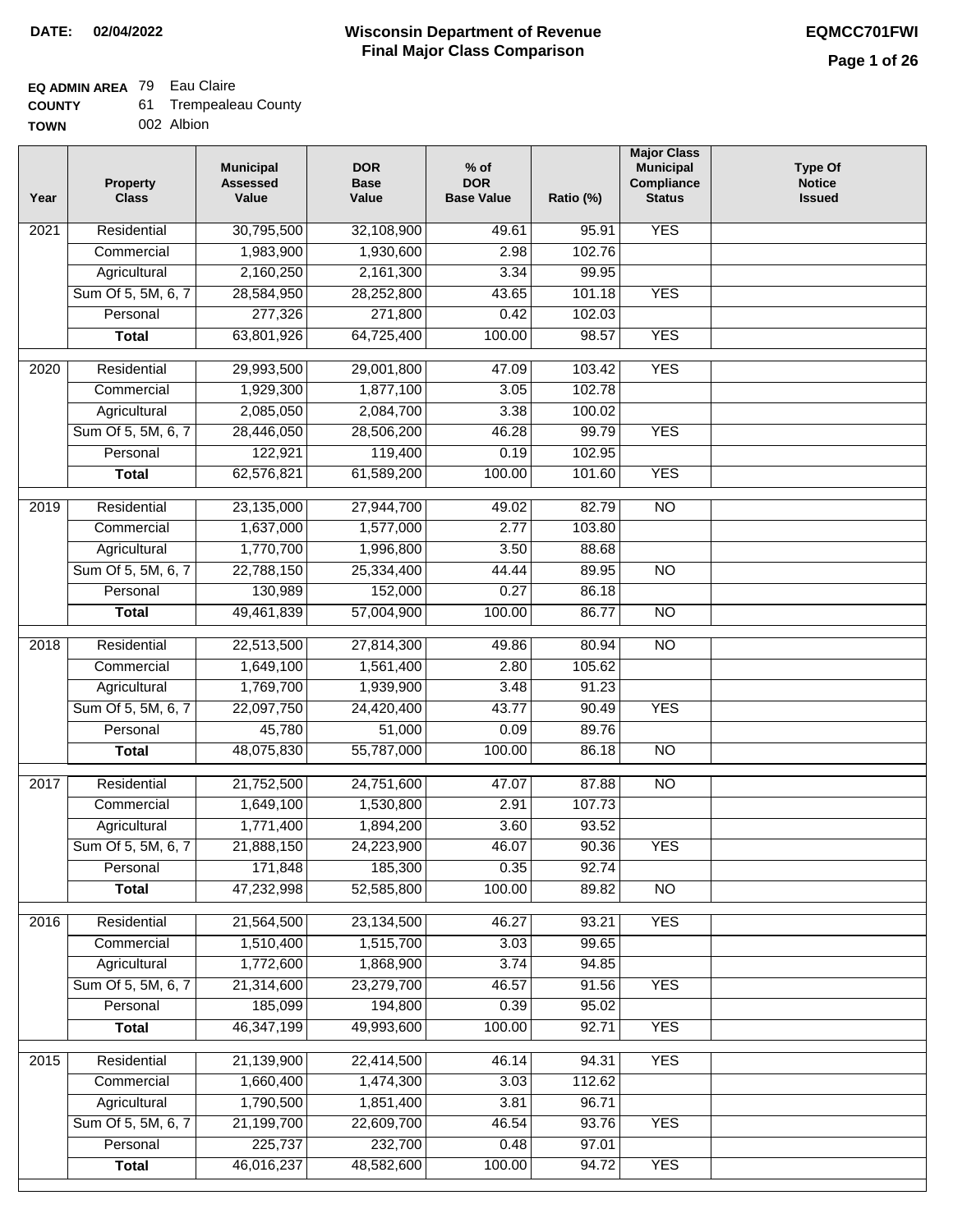**DATE: 02/04/2022**

# Wisconsin Department of Revenue
## Final Major Class Comparison

**EQMCC701FWI**

**EQ ADMIN AREA** 79 Eau Claire
**COUNTY** 61 Trempealeau County
**TOWN** 002 Albion

| Year | Property Class | Municipal Assessed Value | DOR Base Value | % of DOR Base Value | Ratio (%) | Major Class Municipal Compliance Status | Type Of Notice Issued |
|---|---|---|---|---|---|---|---|
| 2021 | Residential | 30,795,500 | 32,108,900 | 49.61 | 95.91 | YES | |
| | Commercial | 1,983,900 | 1,930,600 | 2.98 | 102.76 | | |
| | Agricultural | 2,160,250 | 2,161,300 | 3.34 | 99.95 | | |
| | Sum Of 5, 5M, 6, 7 | 28,584,950 | 28,252,800 | 43.65 | 101.18 | YES | |
| | Personal | 277,326 | 271,800 | 0.42 | 102.03 | | |
| | **Total** | 63,801,926 | 64,725,400 | 100.00 | 98.57 | YES | |
| 2020 | Residential | 29,993,500 | 29,001,800 | 47.09 | 103.42 | YES | |
| | Commercial | 1,929,300 | 1,877,100 | 3.05 | 102.78 | | |
| | Agricultural | 2,085,050 | 2,084,700 | 3.38 | 100.02 | | |
| | Sum Of 5, 5M, 6, 7 | 28,446,050 | 28,506,200 | 46.28 | 99.79 | YES | |
| | Personal | 122,921 | 119,400 | 0.19 | 102.95 | | |
| | **Total** | 62,576,821 | 61,589,200 | 100.00 | 101.60 | YES | |
| 2019 | Residential | 23,135,000 | 27,944,700 | 49.02 | 82.79 | NO | |
| | Commercial | 1,637,000 | 1,577,000 | 2.77 | 103.80 | | |
| | Agricultural | 1,770,700 | 1,996,800 | 3.50 | 88.68 | | |
| | Sum Of 5, 5M, 6, 7 | 22,788,150 | 25,334,400 | 44.44 | 89.95 | NO | |
| | Personal | 130,989 | 152,000 | 0.27 | 86.18 | | |
| | **Total** | 49,461,839 | 57,004,900 | 100.00 | 86.77 | NO | |
| 2018 | Residential | 22,513,500 | 27,814,300 | 49.86 | 80.94 | NO | |
| | Commercial | 1,649,100 | 1,561,400 | 2.80 | 105.62 | | |
| | Agricultural | 1,769,700 | 1,939,900 | 3.48 | 91.23 | | |
| | Sum Of 5, 5M, 6, 7 | 22,097,750 | 24,420,400 | 43.77 | 90.49 | YES | |
| | Personal | 45,780 | 51,000 | 0.09 | 89.76 | | |
| | **Total** | 48,075,830 | 55,787,000 | 100.00 | 86.18 | NO | |
| 2017 | Residential | 21,752,500 | 24,751,600 | 47.07 | 87.88 | NO | |
| | Commercial | 1,649,100 | 1,530,800 | 2.91 | 107.73 | | |
| | Agricultural | 1,771,400 | 1,894,200 | 3.60 | 93.52 | | |
| | Sum Of 5, 5M, 6, 7 | 21,888,150 | 24,223,900 | 46.07 | 90.36 | YES | |
| | Personal | 171,848 | 185,300 | 0.35 | 92.74 | | |
| | **Total** | 47,232,998 | 52,585,800 | 100.00 | 89.82 | NO | |
| 2016 | Residential | 21,564,500 | 23,134,500 | 46.27 | 93.21 | YES | |
| | Commercial | 1,510,400 | 1,515,700 | 3.03 | 99.65 | | |
| | Agricultural | 1,772,600 | 1,868,900 | 3.74 | 94.85 | | |
| | Sum Of 5, 5M, 6, 7 | 21,314,600 | 23,279,700 | 46.57 | 91.56 | YES | |
| | Personal | 185,099 | 194,800 | 0.39 | 95.02 | | |
| | **Total** | 46,347,199 | 49,993,600 | 100.00 | 92.71 | YES | |
| 2015 | Residential | 21,139,900 | 22,414,500 | 46.14 | 94.31 | YES | |
| | Commercial | 1,660,400 | 1,474,300 | 3.03 | 112.62 | | |
| | Agricultural | 1,790,500 | 1,851,400 | 3.81 | 96.71 | | |
| | Sum Of 5, 5M, 6, 7 | 21,199,700 | 22,609,700 | 46.54 | 93.76 | YES | |
| | Personal | 225,737 | 232,700 | 0.48 | 97.01 | | |
| | **Total** | 46,016,237 | 48,582,600 | 100.00 | 94.72 | YES | |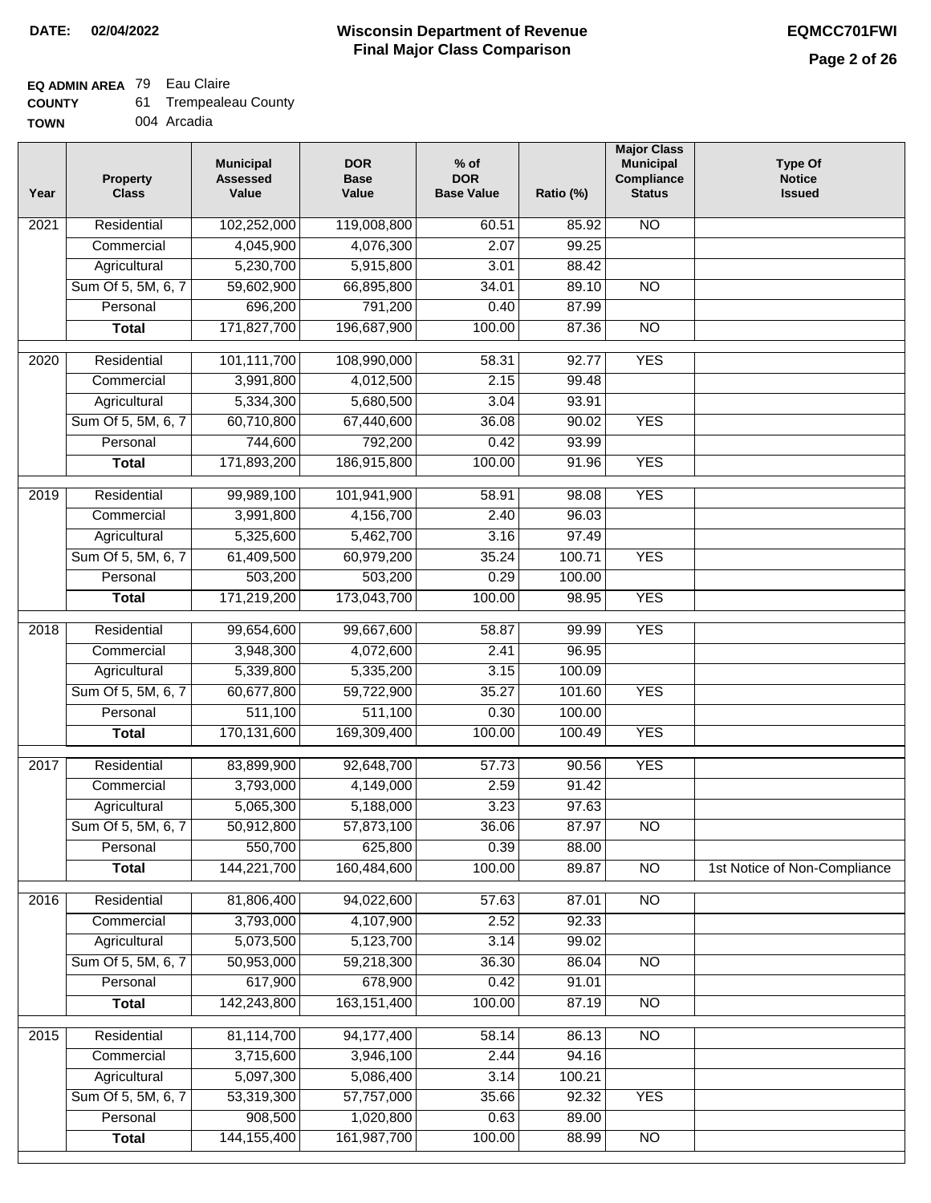**DATE:** 02/04/2022

# Wisconsin Department of Revenue
## Final Major Class Comparison

**EQMCC701FWI**

**EQ ADMIN AREA** 79 Eau Claire
**COUNTY** 61 Trempealeau County
**TOWN** 004 Arcadia

| Year | Property Class | Municipal Assessed Value | DOR Base Value | % of DOR Base Value | Ratio (%) | Major Class Municipal Compliance Status | Type Of Notice Issued |
|---|---|---|---|---|---|---|---|
| 2021 | Residential | 102,252,000 | 119,008,800 | 60.51 | 85.92 | NO | |
| | Commercial | 4,045,900 | 4,076,300 | 2.07 | 99.25 | | |
| | Agricultural | 5,230,700 | 5,915,800 | 3.01 | 88.42 | | |
| | Sum Of 5, 5M, 6, 7 | 59,602,900 | 66,895,800 | 34.01 | 89.10 | NO | |
| | Personal | 696,200 | 791,200 | 0.40 | 87.99 | | |
| | **Total** | 171,827,700 | 196,687,900 | 100.00 | 87.36 | NO | |
| 2020 | Residential | 101,111,700 | 108,990,000 | 58.31 | 92.77 | YES | |
| | Commercial | 3,991,800 | 4,012,500 | 2.15 | 99.48 | | |
| | Agricultural | 5,334,300 | 5,680,500 | 3.04 | 93.91 | | |
| | Sum Of 5, 5M, 6, 7 | 60,710,800 | 67,440,600 | 36.08 | 90.02 | YES | |
| | Personal | 744,600 | 792,200 | 0.42 | 93.99 | | |
| | **Total** | 171,893,200 | 186,915,800 | 100.00 | 91.96 | YES | |
| 2019 | Residential | 99,989,100 | 101,941,900 | 58.91 | 98.08 | YES | |
| | Commercial | 3,991,800 | 4,156,700 | 2.40 | 96.03 | | |
| | Agricultural | 5,325,600 | 5,462,700 | 3.16 | 97.49 | | |
| | Sum Of 5, 5M, 6, 7 | 61,409,500 | 60,979,200 | 35.24 | 100.71 | YES | |
| | Personal | 503,200 | 503,200 | 0.29 | 100.00 | | |
| | **Total** | 171,219,200 | 173,043,700 | 100.00 | 98.95 | YES | |
| 2018 | Residential | 99,654,600 | 99,667,600 | 58.87 | 99.99 | YES | |
| | Commercial | 3,948,300 | 4,072,600 | 2.41 | 96.95 | | |
| | Agricultural | 5,339,800 | 5,335,200 | 3.15 | 100.09 | | |
| | Sum Of 5, 5M, 6, 7 | 60,677,800 | 59,722,900 | 35.27 | 101.60 | YES | |
| | Personal | 511,100 | 511,100 | 0.30 | 100.00 | | |
| | **Total** | 170,131,600 | 169,309,400 | 100.00 | 100.49 | YES | |
| 2017 | Residential | 83,899,900 | 92,648,700 | 57.73 | 90.56 | YES | |
| | Commercial | 3,793,000 | 4,149,000 | 2.59 | 91.42 | | |
| | Agricultural | 5,065,300 | 5,188,000 | 3.23 | 97.63 | | |
| | Sum Of 5, 5M, 6, 7 | 50,912,800 | 57,873,100 | 36.06 | 87.97 | NO | |
| | Personal | 550,700 | 625,800 | 0.39 | 88.00 | | |
| | **Total** | 144,221,700 | 160,484,600 | 100.00 | 89.87 | NO | 1st Notice of Non-Compliance |
| 2016 | Residential | 81,806,400 | 94,022,600 | 57.63 | 87.01 | NO | |
| | Commercial | 3,793,000 | 4,107,900 | 2.52 | 92.33 | | |
| | Agricultural | 5,073,500 | 5,123,700 | 3.14 | 99.02 | | |
| | Sum Of 5, 5M, 6, 7 | 50,953,000 | 59,218,300 | 36.30 | 86.04 | NO | |
| | Personal | 617,900 | 678,900 | 0.42 | 91.01 | | |
| | **Total** | 142,243,800 | 163,151,400 | 100.00 | 87.19 | NO | |
| 2015 | Residential | 81,114,700 | 94,177,400 | 58.14 | 86.13 | NO | |
| | Commercial | 3,715,600 | 3,946,100 | 2.44 | 94.16 | | |
| | Agricultural | 5,097,300 | 5,086,400 | 3.14 | 100.21 | | |
| | Sum Of 5, 5M, 6, 7 | 53,319,300 | 57,757,000 | 35.66 | 92.32 | YES | |
| | Personal | 908,500 | 1,020,800 | 0.63 | 89.00 | | |
| | **Total** | 144,155,400 | 161,987,700 | 100.00 | 88.99 | NO | |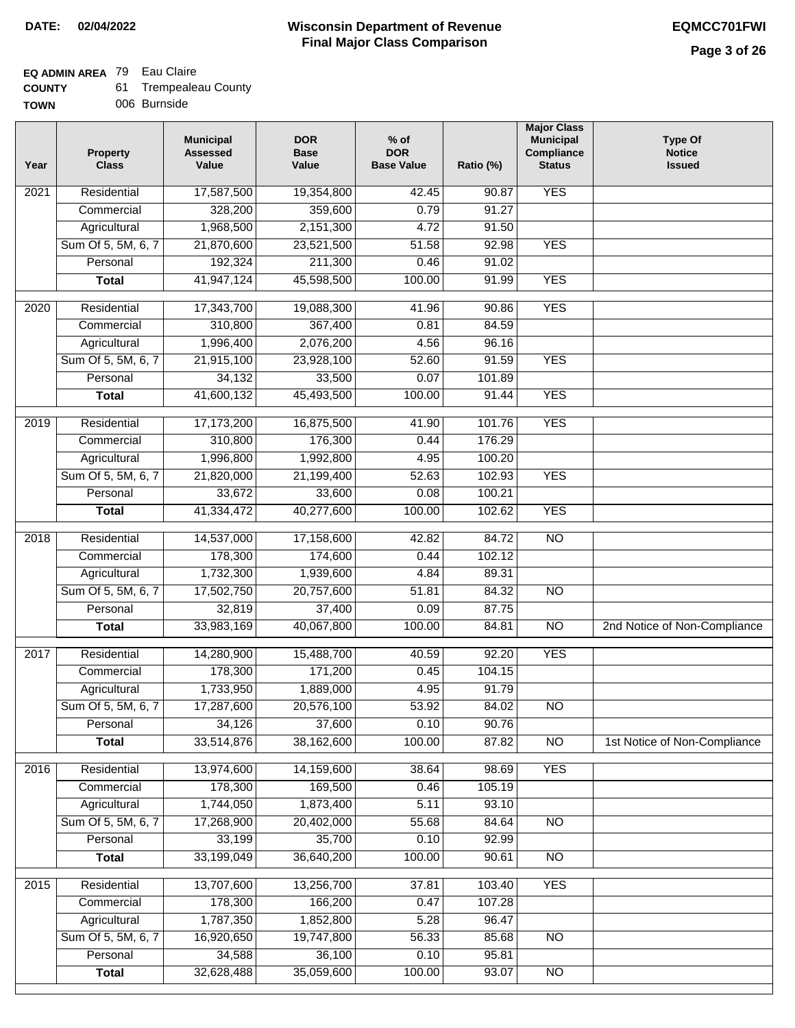**DATE: 02/04/2022**

# Wisconsin Department of Revenue
## Final Major Class Comparison

**EQMCC701FWI**

**EQ ADMIN AREA** 79 Eau Claire
**COUNTY** 61 Trempealeau County
**TOWN** 006 Burnside

| Year | Property Class | Municipal Assessed Value | DOR Base Value | % of DOR Base Value | Ratio (%) | Major Class Municipal Compliance Status | Type Of Notice Issued |
|---|---|---|---|---|---|---|---|
| 2021 | Residential | 17,587,500 | 19,354,800 | 42.45 | 90.87 | YES | |
| | Commercial | 328,200 | 359,600 | 0.79 | 91.27 | | |
| | Agricultural | 1,968,500 | 2,151,300 | 4.72 | 91.50 | | |
| | Sum Of 5, 5M, 6, 7 | 21,870,600 | 23,521,500 | 51.58 | 92.98 | YES | |
| | Personal | 192,324 | 211,300 | 0.46 | 91.02 | | |
| | **Total** | 41,947,124 | 45,598,500 | 100.00 | 91.99 | YES | |
| 2020 | Residential | 17,343,700 | 19,088,300 | 41.96 | 90.86 | YES | |
| | Commercial | 310,800 | 367,400 | 0.81 | 84.59 | | |
| | Agricultural | 1,996,400 | 2,076,200 | 4.56 | 96.16 | | |
| | Sum Of 5, 5M, 6, 7 | 21,915,100 | 23,928,100 | 52.60 | 91.59 | YES | |
| | Personal | 34,132 | 33,500 | 0.07 | 101.89 | | |
| | **Total** | 41,600,132 | 45,493,500 | 100.00 | 91.44 | YES | |
| 2019 | Residential | 17,173,200 | 16,875,500 | 41.90 | 101.76 | YES | |
| | Commercial | 310,800 | 176,300 | 0.44 | 176.29 | | |
| | Agricultural | 1,996,800 | 1,992,800 | 4.95 | 100.20 | | |
| | Sum Of 5, 5M, 6, 7 | 21,820,000 | 21,199,400 | 52.63 | 102.93 | YES | |
| | Personal | 33,672 | 33,600 | 0.08 | 100.21 | | |
| | **Total** | 41,334,472 | 40,277,600 | 100.00 | 102.62 | YES | |
| 2018 | Residential | 14,537,000 | 17,158,600 | 42.82 | 84.72 | NO | |
| | Commercial | 178,300 | 174,600 | 0.44 | 102.12 | | |
| | Agricultural | 1,732,300 | 1,939,600 | 4.84 | 89.31 | | |
| | Sum Of 5, 5M, 6, 7 | 17,502,750 | 20,757,600 | 51.81 | 84.32 | NO | |
| | Personal | 32,819 | 37,400 | 0.09 | 87.75 | | |
| | **Total** | 33,983,169 | 40,067,800 | 100.00 | 84.81 | NO | 2nd Notice of Non-Compliance |
| 2017 | Residential | 14,280,900 | 15,488,700 | 40.59 | 92.20 | YES | |
| | Commercial | 178,300 | 171,200 | 0.45 | 104.15 | | |
| | Agricultural | 1,733,950 | 1,889,000 | 4.95 | 91.79 | | |
| | Sum Of 5, 5M, 6, 7 | 17,287,600 | 20,576,100 | 53.92 | 84.02 | NO | |
| | Personal | 34,126 | 37,600 | 0.10 | 90.76 | | |
| | **Total** | 33,514,876 | 38,162,600 | 100.00 | 87.82 | NO | 1st Notice of Non-Compliance |
| 2016 | Residential | 13,974,600 | 14,159,600 | 38.64 | 98.69 | YES | |
| | Commercial | 178,300 | 169,500 | 0.46 | 105.19 | | |
| | Agricultural | 1,744,050 | 1,873,400 | 5.11 | 93.10 | | |
| | Sum Of 5, 5M, 6, 7 | 17,268,900 | 20,402,000 | 55.68 | 84.64 | NO | |
| | Personal | 33,199 | 35,700 | 0.10 | 92.99 | | |
| | **Total** | 33,199,049 | 36,640,200 | 100.00 | 90.61 | NO | |
| 2015 | Residential | 13,707,600 | 13,256,700 | 37.81 | 103.40 | YES | |
| | Commercial | 178,300 | 166,200 | 0.47 | 107.28 | | |
| | Agricultural | 1,787,350 | 1,852,800 | 5.28 | 96.47 | | |
| | Sum Of 5, 5M, 6, 7 | 16,920,650 | 19,747,800 | 56.33 | 85.68 | NO | |
| | Personal | 34,588 | 36,100 | 0.10 | 95.81 | | |
| | **Total** | 32,628,488 | 35,059,600 | 100.00 | 93.07 | NO | |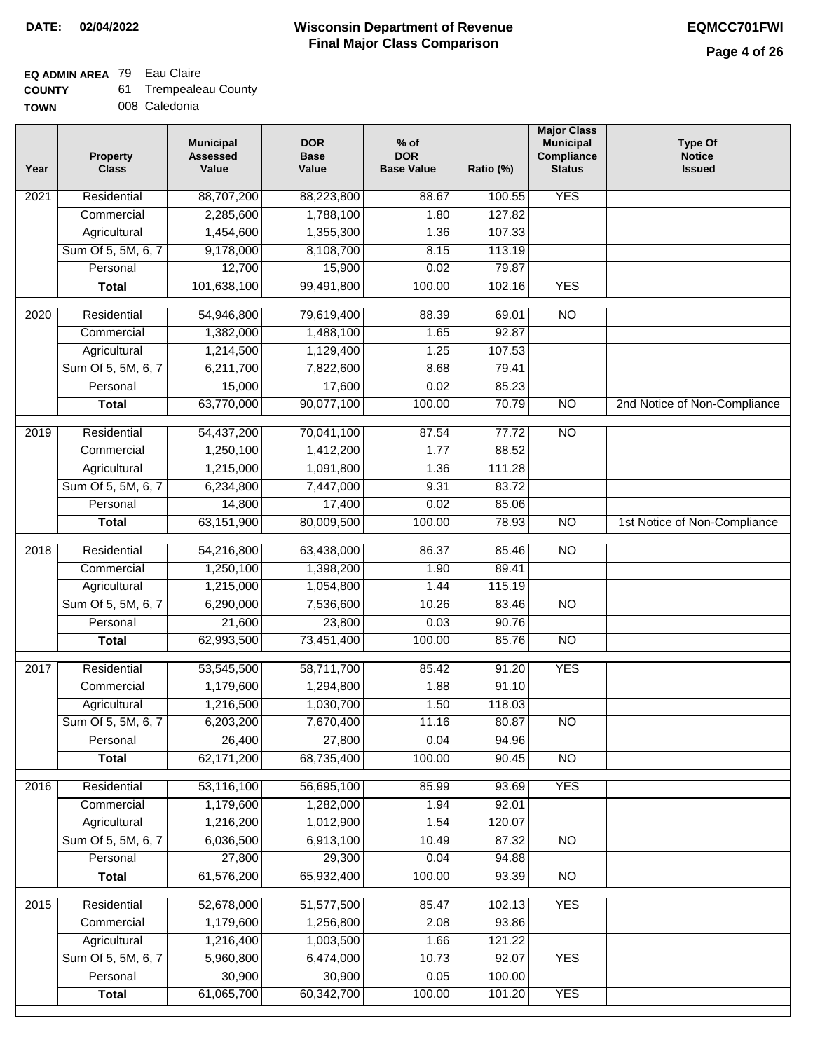**DATE: 02/04/2022**

# Wisconsin Department of Revenue
## Final Major Class Comparison

**EQMCC701FWI**

**EQ ADMIN AREA** 79 Eau Claire
**COUNTY** 61 Trempealeau County
**TOWN** 008 Caledonia

| Year | Property Class | Municipal Assessed Value | DOR Base Value | % of DOR Base Value | Ratio (%) | Major Class Municipal Compliance Status | Type Of Notice Issued |
|---|---|---|---|---|---|---|---|
| 2021 | Residential | 88,707,200 | 88,223,800 | 88.67 | 100.55 | YES | |
| | Commercial | 2,285,600 | 1,788,100 | 1.80 | 127.82 | | |
| | Agricultural | 1,454,600 | 1,355,300 | 1.36 | 107.33 | | |
| | Sum Of 5, 5M, 6, 7 | 9,178,000 | 8,108,700 | 8.15 | 113.19 | | |
| | Personal | 12,700 | 15,900 | 0.02 | 79.87 | | |
| | **Total** | 101,638,100 | 99,491,800 | 100.00 | 102.16 | YES | |
| 2020 | Residential | 54,946,800 | 79,619,400 | 88.39 | 69.01 | NO | |
| | Commercial | 1,382,000 | 1,488,100 | 1.65 | 92.87 | | |
| | Agricultural | 1,214,500 | 1,129,400 | 1.25 | 107.53 | | |
| | Sum Of 5, 5M, 6, 7 | 6,211,700 | 7,822,600 | 8.68 | 79.41 | | |
| | Personal | 15,000 | 17,600 | 0.02 | 85.23 | | |
| | **Total** | 63,770,000 | 90,077,100 | 100.00 | 70.79 | NO | 2nd Notice of Non-Compliance |
| 2019 | Residential | 54,437,200 | 70,041,100 | 87.54 | 77.72 | NO | |
| | Commercial | 1,250,100 | 1,412,200 | 1.77 | 88.52 | | |
| | Agricultural | 1,215,000 | 1,091,800 | 1.36 | 111.28 | | |
| | Sum Of 5, 5M, 6, 7 | 6,234,800 | 7,447,000 | 9.31 | 83.72 | | |
| | Personal | 14,800 | 17,400 | 0.02 | 85.06 | | |
| | **Total** | 63,151,900 | 80,009,500 | 100.00 | 78.93 | NO | 1st Notice of Non-Compliance |
| 2018 | Residential | 54,216,800 | 63,438,000 | 86.37 | 85.46 | NO | |
| | Commercial | 1,250,100 | 1,398,200 | 1.90 | 89.41 | | |
| | Agricultural | 1,215,000 | 1,054,800 | 1.44 | 115.19 | | |
| | Sum Of 5, 5M, 6, 7 | 6,290,000 | 7,536,600 | 10.26 | 83.46 | NO | |
| | Personal | 21,600 | 23,800 | 0.03 | 90.76 | | |
| | **Total** | 62,993,500 | 73,451,400 | 100.00 | 85.76 | NO | |
| 2017 | Residential | 53,545,500 | 58,711,700 | 85.42 | 91.20 | YES | |
| | Commercial | 1,179,600 | 1,294,800 | 1.88 | 91.10 | | |
| | Agricultural | 1,216,500 | 1,030,700 | 1.50 | 118.03 | | |
| | Sum Of 5, 5M, 6, 7 | 6,203,200 | 7,670,400 | 11.16 | 80.87 | NO | |
| | Personal | 26,400 | 27,800 | 0.04 | 94.96 | | |
| | **Total** | 62,171,200 | 68,735,400 | 100.00 | 90.45 | NO | |
| 2016 | Residential | 53,116,100 | 56,695,100 | 85.99 | 93.69 | YES | |
| | Commercial | 1,179,600 | 1,282,000 | 1.94 | 92.01 | | |
| | Agricultural | 1,216,200 | 1,012,900 | 1.54 | 120.07 | | |
| | Sum Of 5, 5M, 6, 7 | 6,036,500 | 6,913,100 | 10.49 | 87.32 | NO | |
| | Personal | 27,800 | 29,300 | 0.04 | 94.88 | | |
| | **Total** | 61,576,200 | 65,932,400 | 100.00 | 93.39 | NO | |
| 2015 | Residential | 52,678,000 | 51,577,500 | 85.47 | 102.13 | YES | |
| | Commercial | 1,179,600 | 1,256,800 | 2.08 | 93.86 | | |
| | Agricultural | 1,216,400 | 1,003,500 | 1.66 | 121.22 | | |
| | Sum Of 5, 5M, 6, 7 | 5,960,800 | 6,474,000 | 10.73 | 92.07 | YES | |
| | Personal | 30,900 | 30,900 | 0.05 | 100.00 | | |
| | **Total** | 61,065,700 | 60,342,700 | 100.00 | 101.20 | YES | |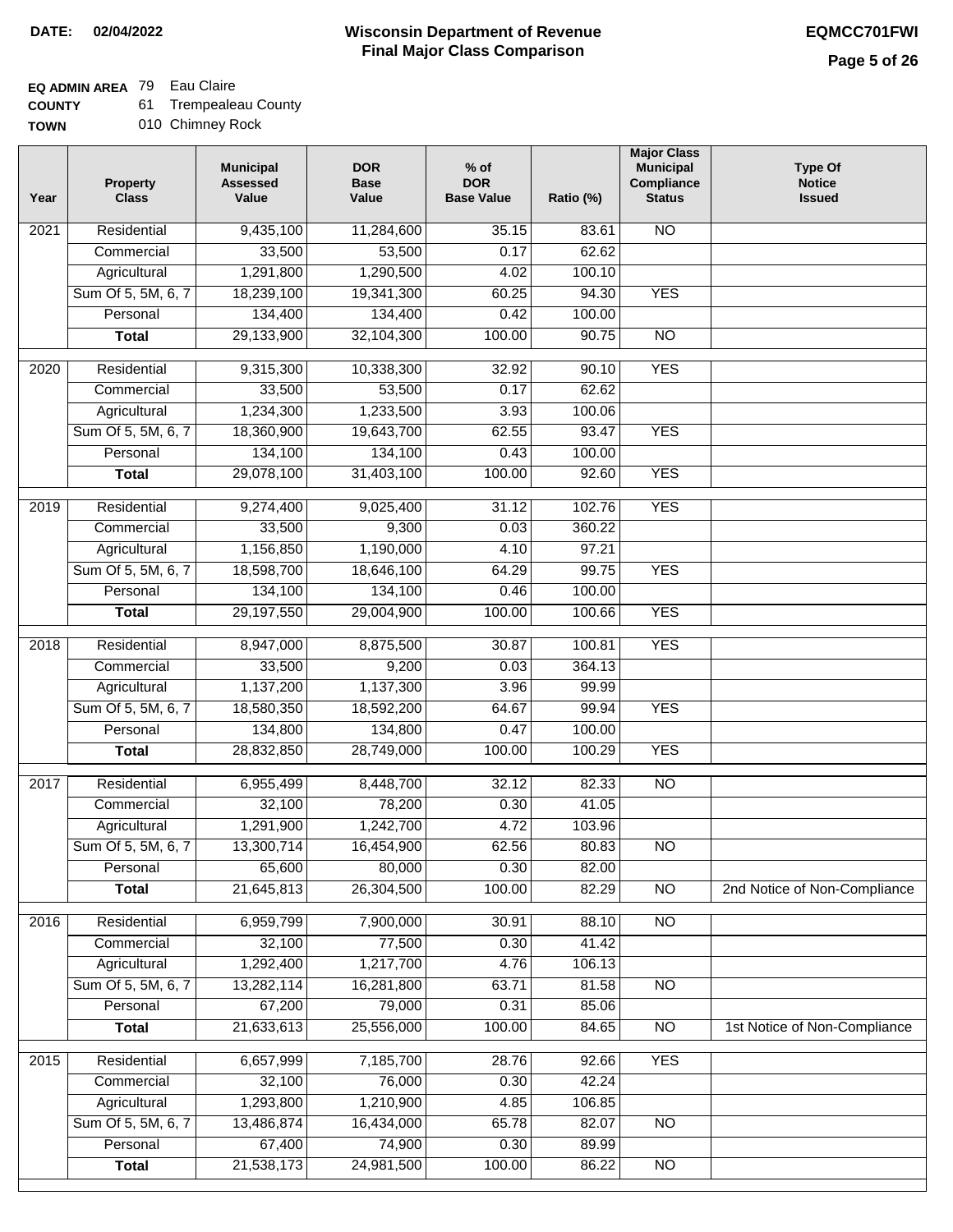**DATE: 02/04/2022**

# Wisconsin Department of Revenue
## Final Major Class Comparison

**EQMCC701FWI**

**EQ ADMIN AREA** 79 Eau Claire
**COUNTY** 61 Trempealeau County
**TOWN** 010 Chimney Rock

| Year | Property Class | Municipal Assessed Value | DOR Base Value | % of DOR Base Value | Ratio (%) | Major Class Municipal Compliance Status | Type Of Notice Issued |
|---|---|---|---|---|---|---|---|
| 2021 | Residential | 9,435,100 | 11,284,600 | 35.15 | 83.61 | NO | |
| | Commercial | 33,500 | 53,500 | 0.17 | 62.62 | | |
| | Agricultural | 1,291,800 | 1,290,500 | 4.02 | 100.10 | | |
| | Sum Of 5, 5M, 6, 7 | 18,239,100 | 19,341,300 | 60.25 | 94.30 | YES | |
| | Personal | 134,400 | 134,400 | 0.42 | 100.00 | | |
| | **Total** | 29,133,900 | 32,104,300 | 100.00 | 90.75 | NO | |
| 2020 | Residential | 9,315,300 | 10,338,300 | 32.92 | 90.10 | YES | |
| | Commercial | 33,500 | 53,500 | 0.17 | 62.62 | | |
| | Agricultural | 1,234,300 | 1,233,500 | 3.93 | 100.06 | | |
| | Sum Of 5, 5M, 6, 7 | 18,360,900 | 19,643,700 | 62.55 | 93.47 | YES | |
| | Personal | 134,100 | 134,100 | 0.43 | 100.00 | | |
| | **Total** | 29,078,100 | 31,403,100 | 100.00 | 92.60 | YES | |
| 2019 | Residential | 9,274,400 | 9,025,400 | 31.12 | 102.76 | YES | |
| | Commercial | 33,500 | 9,300 | 0.03 | 360.22 | | |
| | Agricultural | 1,156,850 | 1,190,000 | 4.10 | 97.21 | | |
| | Sum Of 5, 5M, 6, 7 | 18,598,700 | 18,646,100 | 64.29 | 99.75 | YES | |
| | Personal | 134,100 | 134,100 | 0.46 | 100.00 | | |
| | **Total** | 29,197,550 | 29,004,900 | 100.00 | 100.66 | YES | |
| 2018 | Residential | 8,947,000 | 8,875,500 | 30.87 | 100.81 | YES | |
| | Commercial | 33,500 | 9,200 | 0.03 | 364.13 | | |
| | Agricultural | 1,137,200 | 1,137,300 | 3.96 | 99.99 | | |
| | Sum Of 5, 5M, 6, 7 | 18,580,350 | 18,592,200 | 64.67 | 99.94 | YES | |
| | Personal | 134,800 | 134,800 | 0.47 | 100.00 | | |
| | **Total** | 28,832,850 | 28,749,000 | 100.00 | 100.29 | YES | |
| 2017 | Residential | 6,955,499 | 8,448,700 | 32.12 | 82.33 | NO | |
| | Commercial | 32,100 | 78,200 | 0.30 | 41.05 | | |
| | Agricultural | 1,291,900 | 1,242,700 | 4.72 | 103.96 | | |
| | Sum Of 5, 5M, 6, 7 | 13,300,714 | 16,454,900 | 62.56 | 80.83 | NO | |
| | Personal | 65,600 | 80,000 | 0.30 | 82.00 | | |
| | **Total** | 21,645,813 | 26,304,500 | 100.00 | 82.29 | NO | 2nd Notice of Non-Compliance |
| 2016 | Residential | 6,959,799 | 7,900,000 | 30.91 | 88.10 | NO | |
| | Commercial | 32,100 | 77,500 | 0.30 | 41.42 | | |
| | Agricultural | 1,292,400 | 1,217,700 | 4.76 | 106.13 | | |
| | Sum Of 5, 5M, 6, 7 | 13,282,114 | 16,281,800 | 63.71 | 81.58 | NO | |
| | Personal | 67,200 | 79,000 | 0.31 | 85.06 | | |
| | **Total** | 21,633,613 | 25,556,000 | 100.00 | 84.65 | NO | 1st Notice of Non-Compliance |
| 2015 | Residential | 6,657,999 | 7,185,700 | 28.76 | 92.66 | YES | |
| | Commercial | 32,100 | 76,000 | 0.30 | 42.24 | | |
| | Agricultural | 1,293,800 | 1,210,900 | 4.85 | 106.85 | | |
| | Sum Of 5, 5M, 6, 7 | 13,486,874 | 16,434,000 | 65.78 | 82.07 | NO | |
| | Personal | 67,400 | 74,900 | 0.30 | 89.99 | | |
| | **Total** | 21,538,173 | 24,981,500 | 100.00 | 86.22 | NO | |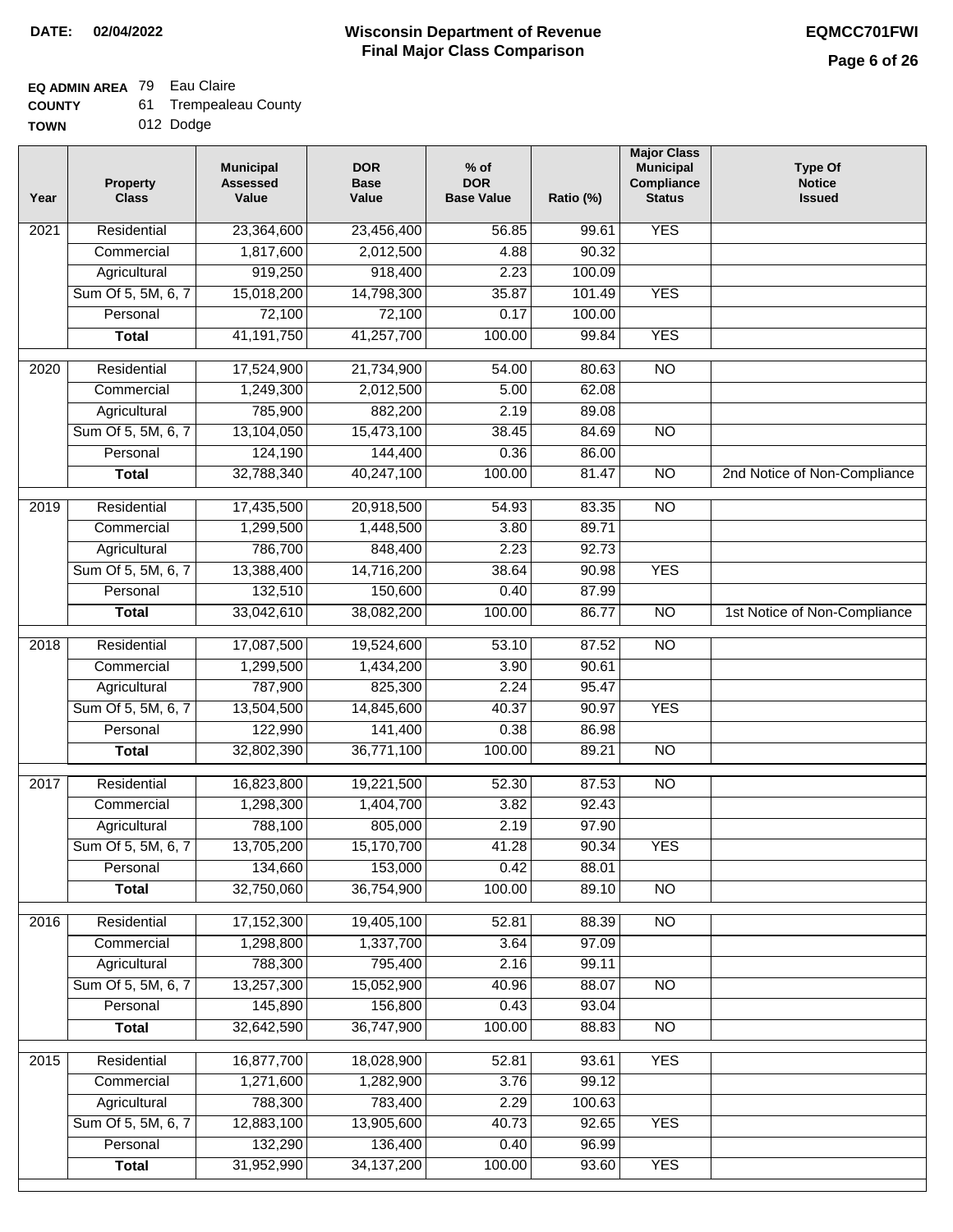**DATE:** 02/04/2022

# Wisconsin Department of Revenue
## Final Major Class Comparison

**EQMCC701FWI**

**EQ ADMIN AREA** 79 Eau Claire
**COUNTY** 61 Trempealeau County
**TOWN** 012 Dodge

| Year | Property Class | Municipal Assessed Value | DOR Base Value | % of DOR Base Value | Ratio (%) | Major Class Municipal Compliance Status | Type Of Notice Issued |
|---|---|---|---|---|---|---|---|
| 2021 | Residential | 23,364,600 | 23,456,400 | 56.85 | 99.61 | YES | |
| | Commercial | 1,817,600 | 2,012,500 | 4.88 | 90.32 | | |
| | Agricultural | 919,250 | 918,400 | 2.23 | 100.09 | | |
| | Sum Of 5, 5M, 6, 7 | 15,018,200 | 14,798,300 | 35.87 | 101.49 | YES | |
| | Personal | 72,100 | 72,100 | 0.17 | 100.00 | | |
| | **Total** | 41,191,750 | 41,257,700 | 100.00 | 99.84 | YES | |
| 2020 | Residential | 17,524,900 | 21,734,900 | 54.00 | 80.63 | NO | |
| | Commercial | 1,249,300 | 2,012,500 | 5.00 | 62.08 | | |
| | Agricultural | 785,900 | 882,200 | 2.19 | 89.08 | | |
| | Sum Of 5, 5M, 6, 7 | 13,104,050 | 15,473,100 | 38.45 | 84.69 | NO | |
| | Personal | 124,190 | 144,400 | 0.36 | 86.00 | | |
| | **Total** | 32,788,340 | 40,247,100 | 100.00 | 81.47 | NO | 2nd Notice of Non-Compliance |
| 2019 | Residential | 17,435,500 | 20,918,500 | 54.93 | 83.35 | NO | |
| | Commercial | 1,299,500 | 1,448,500 | 3.80 | 89.71 | | |
| | Agricultural | 786,700 | 848,400 | 2.23 | 92.73 | | |
| | Sum Of 5, 5M, 6, 7 | 13,388,400 | 14,716,200 | 38.64 | 90.98 | YES | |
| | Personal | 132,510 | 150,600 | 0.40 | 87.99 | | |
| | **Total** | 33,042,610 | 38,082,200 | 100.00 | 86.77 | NO | 1st Notice of Non-Compliance |
| 2018 | Residential | 17,087,500 | 19,524,600 | 53.10 | 87.52 | NO | |
| | Commercial | 1,299,500 | 1,434,200 | 3.90 | 90.61 | | |
| | Agricultural | 787,900 | 825,300 | 2.24 | 95.47 | | |
| | Sum Of 5, 5M, 6, 7 | 13,504,500 | 14,845,600 | 40.37 | 90.97 | YES | |
| | Personal | 122,990 | 141,400 | 0.38 | 86.98 | | |
| | **Total** | 32,802,390 | 36,771,100 | 100.00 | 89.21 | NO | |
| 2017 | Residential | 16,823,800 | 19,221,500 | 52.30 | 87.53 | NO | |
| | Commercial | 1,298,300 | 1,404,700 | 3.82 | 92.43 | | |
| | Agricultural | 788,100 | 805,000 | 2.19 | 97.90 | | |
| | Sum Of 5, 5M, 6, 7 | 13,705,200 | 15,170,700 | 41.28 | 90.34 | YES | |
| | Personal | 134,660 | 153,000 | 0.42 | 88.01 | | |
| | **Total** | 32,750,060 | 36,754,900 | 100.00 | 89.10 | NO | |
| 2016 | Residential | 17,152,300 | 19,405,100 | 52.81 | 88.39 | NO | |
| | Commercial | 1,298,800 | 1,337,700 | 3.64 | 97.09 | | |
| | Agricultural | 788,300 | 795,400 | 2.16 | 99.11 | | |
| | Sum Of 5, 5M, 6, 7 | 13,257,300 | 15,052,900 | 40.96 | 88.07 | NO | |
| | Personal | 145,890 | 156,800 | 0.43 | 93.04 | | |
| | **Total** | 32,642,590 | 36,747,900 | 100.00 | 88.83 | NO | |
| 2015 | Residential | 16,877,700 | 18,028,900 | 52.81 | 93.61 | YES | |
| | Commercial | 1,271,600 | 1,282,900 | 3.76 | 99.12 | | |
| | Agricultural | 788,300 | 783,400 | 2.29 | 100.63 | | |
| | Sum Of 5, 5M, 6, 7 | 12,883,100 | 13,905,600 | 40.73 | 92.65 | YES | |
| | Personal | 132,290 | 136,400 | 0.40 | 96.99 | | |
| | **Total** | 31,952,990 | 34,137,200 | 100.00 | 93.60 | YES | |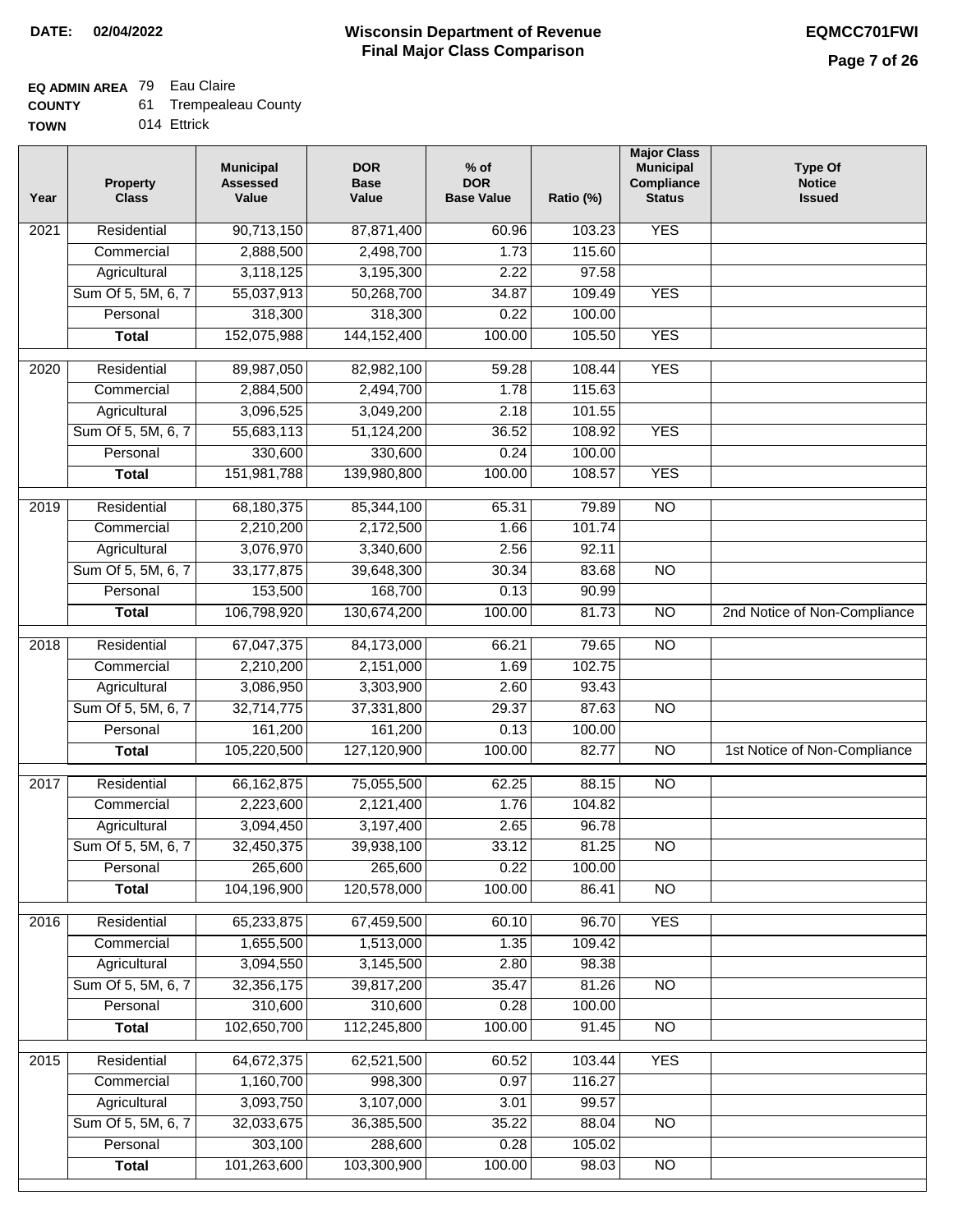**DATE: 02/04/2022**

# Wisconsin Department of Revenue
## Final Major Class Comparison

**EQMCC701FWI**

**EQ ADMIN AREA** 79 Eau Claire
**COUNTY** 61 Trempealeau County
**TOWN** 014 Ettrick

| Year | Property Class | Municipal Assessed Value | DOR Base Value | % of DOR Base Value | Ratio (%) | Major Class Municipal Compliance Status | Type Of Notice Issued |
|---|---|---|---|---|---|---|---|
| 2021 | Residential | 90,713,150 | 87,871,400 | 60.96 | 103.23 | YES | |
| | Commercial | 2,888,500 | 2,498,700 | 1.73 | 115.60 | | |
| | Agricultural | 3,118,125 | 3,195,300 | 2.22 | 97.58 | | |
| | Sum Of 5, 5M, 6, 7 | 55,037,913 | 50,268,700 | 34.87 | 109.49 | YES | |
| | Personal | 318,300 | 318,300 | 0.22 | 100.00 | | |
| | **Total** | 152,075,988 | 144,152,400 | 100.00 | 105.50 | YES | |
| 2020 | Residential | 89,987,050 | 82,982,100 | 59.28 | 108.44 | YES | |
| | Commercial | 2,884,500 | 2,494,700 | 1.78 | 115.63 | | |
| | Agricultural | 3,096,525 | 3,049,200 | 2.18 | 101.55 | | |
| | Sum Of 5, 5M, 6, 7 | 55,683,113 | 51,124,200 | 36.52 | 108.92 | YES | |
| | Personal | 330,600 | 330,600 | 0.24 | 100.00 | | |
| | **Total** | 151,981,788 | 139,980,800 | 100.00 | 108.57 | YES | |
| 2019 | Residential | 68,180,375 | 85,344,100 | 65.31 | 79.89 | NO | |
| | Commercial | 2,210,200 | 2,172,500 | 1.66 | 101.74 | | |
| | Agricultural | 3,076,970 | 3,340,600 | 2.56 | 92.11 | | |
| | Sum Of 5, 5M, 6, 7 | 33,177,875 | 39,648,300 | 30.34 | 83.68 | NO | |
| | Personal | 153,500 | 168,700 | 0.13 | 90.99 | | |
| | **Total** | 106,798,920 | 130,674,200 | 100.00 | 81.73 | NO | 2nd Notice of Non-Compliance |
| 2018 | Residential | 67,047,375 | 84,173,000 | 66.21 | 79.65 | NO | |
| | Commercial | 2,210,200 | 2,151,000 | 1.69 | 102.75 | | |
| | Agricultural | 3,086,950 | 3,303,900 | 2.60 | 93.43 | | |
| | Sum Of 5, 5M, 6, 7 | 32,714,775 | 37,331,800 | 29.37 | 87.63 | NO | |
| | Personal | 161,200 | 161,200 | 0.13 | 100.00 | | |
| | **Total** | 105,220,500 | 127,120,900 | 100.00 | 82.77 | NO | 1st Notice of Non-Compliance |
| 2017 | Residential | 66,162,875 | 75,055,500 | 62.25 | 88.15 | NO | |
| | Commercial | 2,223,600 | 2,121,400 | 1.76 | 104.82 | | |
| | Agricultural | 3,094,450 | 3,197,400 | 2.65 | 96.78 | | |
| | Sum Of 5, 5M, 6, 7 | 32,450,375 | 39,938,100 | 33.12 | 81.25 | NO | |
| | Personal | 265,600 | 265,600 | 0.22 | 100.00 | | |
| | **Total** | 104,196,900 | 120,578,000 | 100.00 | 86.41 | NO | |
| 2016 | Residential | 65,233,875 | 67,459,500 | 60.10 | 96.70 | YES | |
| | Commercial | 1,655,500 | 1,513,000 | 1.35 | 109.42 | | |
| | Agricultural | 3,094,550 | 3,145,500 | 2.80 | 98.38 | | |
| | Sum Of 5, 5M, 6, 7 | 32,356,175 | 39,817,200 | 35.47 | 81.26 | NO | |
| | Personal | 310,600 | 310,600 | 0.28 | 100.00 | | |
| | **Total** | 102,650,700 | 112,245,800 | 100.00 | 91.45 | NO | |
| 2015 | Residential | 64,672,375 | 62,521,500 | 60.52 | 103.44 | YES | |
| | Commercial | 1,160,700 | 998,300 | 0.97 | 116.27 | | |
| | Agricultural | 3,093,750 | 3,107,000 | 3.01 | 99.57 | | |
| | Sum Of 5, 5M, 6, 7 | 32,033,675 | 36,385,500 | 35.22 | 88.04 | NO | |
| | Personal | 303,100 | 288,600 | 0.28 | 105.02 | | |
| | **Total** | 101,263,600 | 103,300,900 | 100.00 | 98.03 | NO | |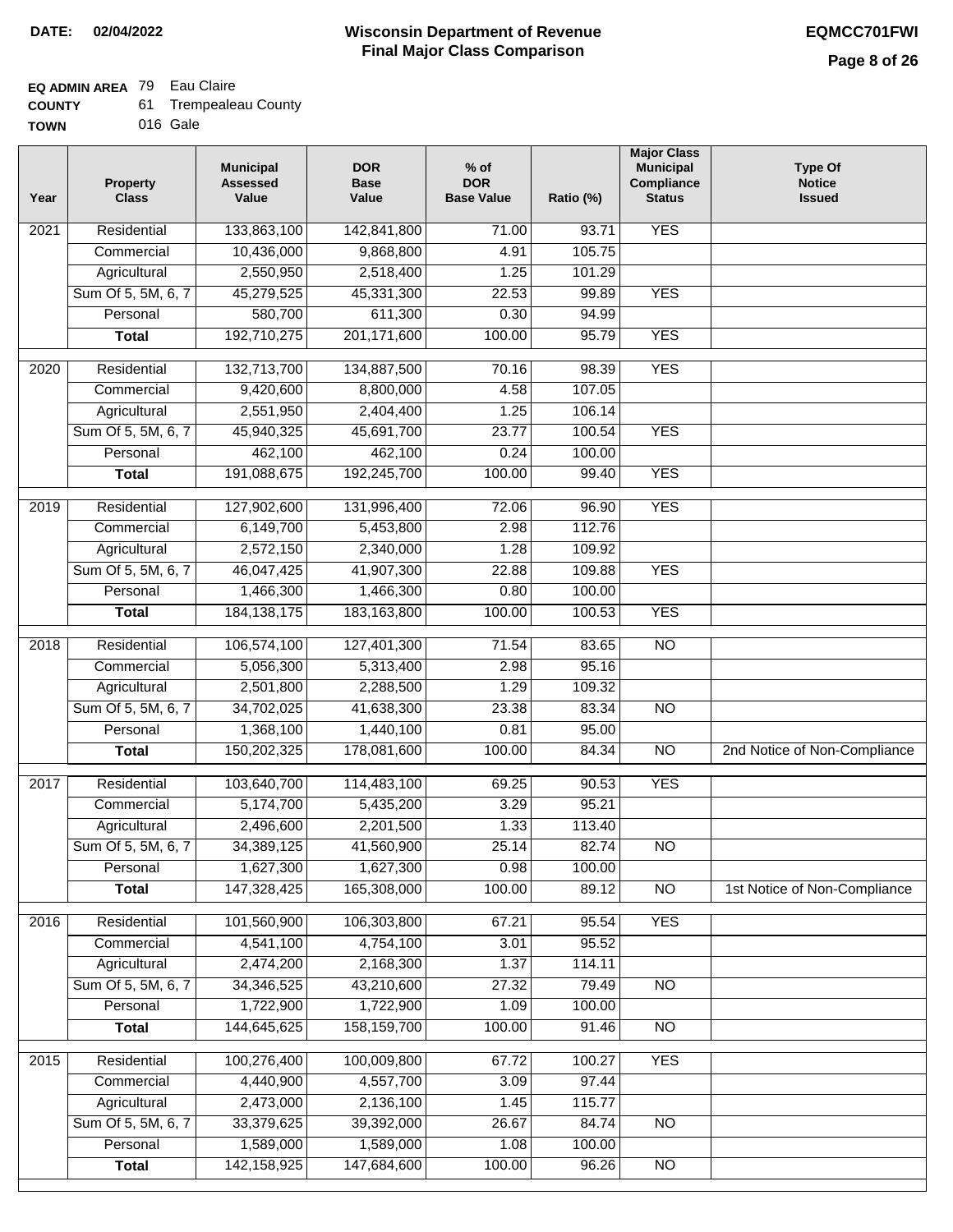**DATE: 02/04/2022**

# Wisconsin Department of Revenue
## Final Major Class Comparison

**EQMCC701FWI**

**EQ ADMIN AREA** 79 Eau Claire
**COUNTY** 61 Trempealeau County
**TOWN** 016 Gale

| Year | Property Class | Municipal Assessed Value | DOR Base Value | % of DOR Base Value | Ratio (%) | Major Class Municipal Compliance Status | Type Of Notice Issued |
|---|---|---|---|---|---|---|---|
| 2021 | Residential | 133,863,100 | 142,841,800 | 71.00 | 93.71 | YES | |
| | Commercial | 10,436,000 | 9,868,800 | 4.91 | 105.75 | | |
| | Agricultural | 2,550,950 | 2,518,400 | 1.25 | 101.29 | | |
| | Sum Of 5, 5M, 6, 7 | 45,279,525 | 45,331,300 | 22.53 | 99.89 | YES | |
| | Personal | 580,700 | 611,300 | 0.30 | 94.99 | | |
| | **Total** | 192,710,275 | 201,171,600 | 100.00 | 95.79 | YES | |
| 2020 | Residential | 132,713,700 | 134,887,500 | 70.16 | 98.39 | YES | |
| | Commercial | 9,420,600 | 8,800,000 | 4.58 | 107.05 | | |
| | Agricultural | 2,551,950 | 2,404,400 | 1.25 | 106.14 | | |
| | Sum Of 5, 5M, 6, 7 | 45,940,325 | 45,691,700 | 23.77 | 100.54 | YES | |
| | Personal | 462,100 | 462,100 | 0.24 | 100.00 | | |
| | **Total** | 191,088,675 | 192,245,700 | 100.00 | 99.40 | YES | |
| 2019 | Residential | 127,902,600 | 131,996,400 | 72.06 | 96.90 | YES | |
| | Commercial | 6,149,700 | 5,453,800 | 2.98 | 112.76 | | |
| | Agricultural | 2,572,150 | 2,340,000 | 1.28 | 109.92 | | |
| | Sum Of 5, 5M, 6, 7 | 46,047,425 | 41,907,300 | 22.88 | 109.88 | YES | |
| | Personal | 1,466,300 | 1,466,300 | 0.80 | 100.00 | | |
| | **Total** | 184,138,175 | 183,163,800 | 100.00 | 100.53 | YES | |
| 2018 | Residential | 106,574,100 | 127,401,300 | 71.54 | 83.65 | NO | |
| | Commercial | 5,056,300 | 5,313,400 | 2.98 | 95.16 | | |
| | Agricultural | 2,501,800 | 2,288,500 | 1.29 | 109.32 | | |
| | Sum Of 5, 5M, 6, 7 | 34,702,025 | 41,638,300 | 23.38 | 83.34 | NO | |
| | Personal | 1,368,100 | 1,440,100 | 0.81 | 95.00 | | |
| | **Total** | 150,202,325 | 178,081,600 | 100.00 | 84.34 | NO | 2nd Notice of Non-Compliance |
| 2017 | Residential | 103,640,700 | 114,483,100 | 69.25 | 90.53 | YES | |
| | Commercial | 5,174,700 | 5,435,200 | 3.29 | 95.21 | | |
| | Agricultural | 2,496,600 | 2,201,500 | 1.33 | 113.40 | | |
| | Sum Of 5, 5M, 6, 7 | 34,389,125 | 41,560,900 | 25.14 | 82.74 | NO | |
| | Personal | 1,627,300 | 1,627,300 | 0.98 | 100.00 | | |
| | **Total** | 147,328,425 | 165,308,000 | 100.00 | 89.12 | NO | 1st Notice of Non-Compliance |
| 2016 | Residential | 101,560,900 | 106,303,800 | 67.21 | 95.54 | YES | |
| | Commercial | 4,541,100 | 4,754,100 | 3.01 | 95.52 | | |
| | Agricultural | 2,474,200 | 2,168,300 | 1.37 | 114.11 | | |
| | Sum Of 5, 5M, 6, 7 | 34,346,525 | 43,210,600 | 27.32 | 79.49 | NO | |
| | Personal | 1,722,900 | 1,722,900 | 1.09 | 100.00 | | |
| | **Total** | 144,645,625 | 158,159,700 | 100.00 | 91.46 | NO | |
| 2015 | Residential | 100,276,400 | 100,009,800 | 67.72 | 100.27 | YES | |
| | Commercial | 4,440,900 | 4,557,700 | 3.09 | 97.44 | | |
| | Agricultural | 2,473,000 | 2,136,100 | 1.45 | 115.77 | | |
| | Sum Of 5, 5M, 6, 7 | 33,379,625 | 39,392,000 | 26.67 | 84.74 | NO | |
| | Personal | 1,589,000 | 1,589,000 | 1.08 | 100.00 | | |
| | **Total** | 142,158,925 | 147,684,600 | 100.00 | 96.26 | NO | |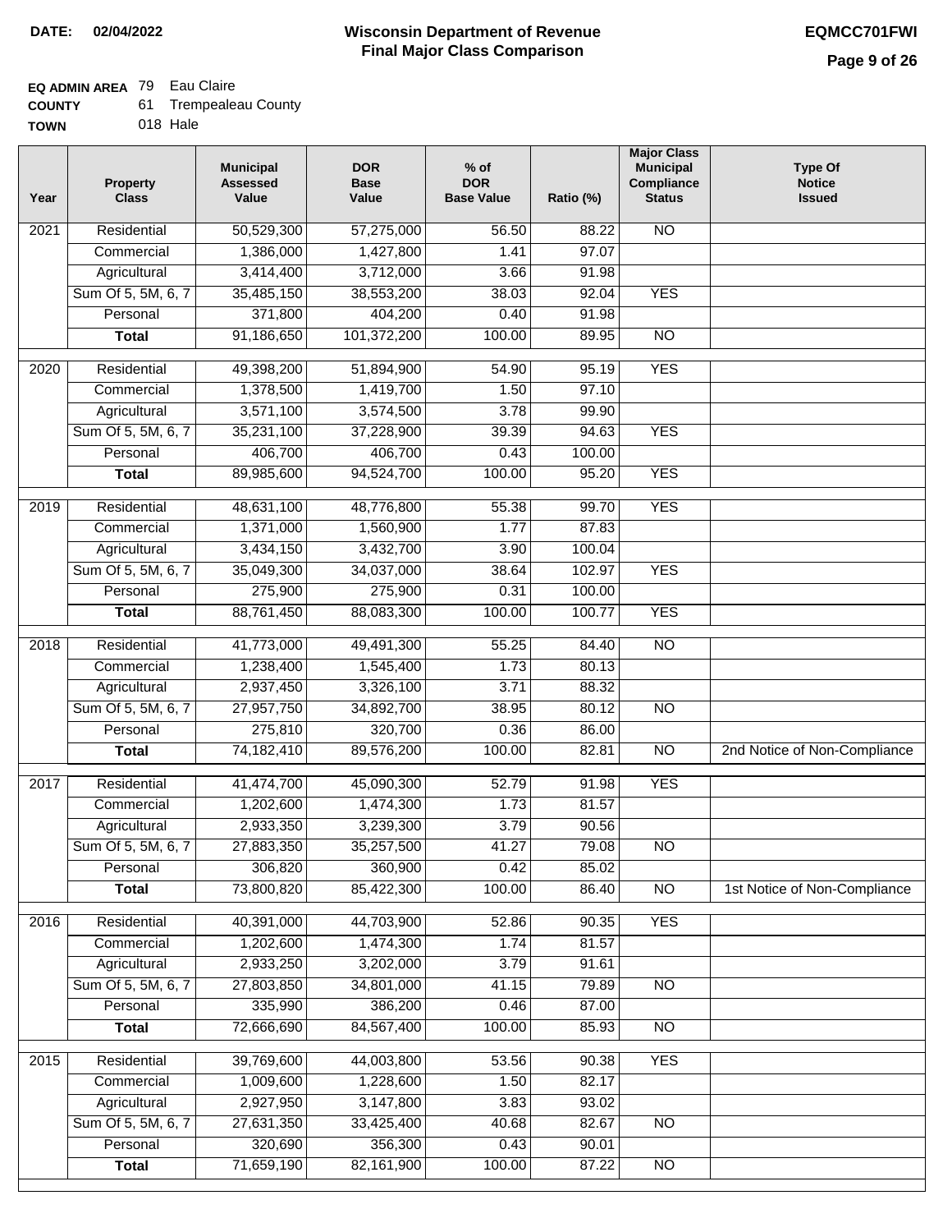**DATE: 02/04/2022**

# Wisconsin Department of Revenue
## Final Major Class Comparison

**EQMCC701FWI**

**EQ ADMIN AREA** 79 Eau Claire
**COUNTY** 61 Trempealeau County
**TOWN** 018 Hale

| Year | Property Class | Municipal Assessed Value | DOR Base Value | % of DOR Base Value | Ratio (%) | Major Class Municipal Compliance Status | Type Of Notice Issued |
|---|---|---|---|---|---|---|---|
| 2021 | Residential | 50,529,300 | 57,275,000 | 56.50 | 88.22 | NO | |
| | Commercial | 1,386,000 | 1,427,800 | 1.41 | 97.07 | | |
| | Agricultural | 3,414,400 | 3,712,000 | 3.66 | 91.98 | | |
| | Sum Of 5, 5M, 6, 7 | 35,485,150 | 38,553,200 | 38.03 | 92.04 | YES | |
| | Personal | 371,800 | 404,200 | 0.40 | 91.98 | | |
| | **Total** | 91,186,650 | 101,372,200 | 100.00 | 89.95 | NO | |
| 2020 | Residential | 49,398,200 | 51,894,900 | 54.90 | 95.19 | YES | |
| | Commercial | 1,378,500 | 1,419,700 | 1.50 | 97.10 | | |
| | Agricultural | 3,571,100 | 3,574,500 | 3.78 | 99.90 | | |
| | Sum Of 5, 5M, 6, 7 | 35,231,100 | 37,228,900 | 39.39 | 94.63 | YES | |
| | Personal | 406,700 | 406,700 | 0.43 | 100.00 | | |
| | **Total** | 89,985,600 | 94,524,700 | 100.00 | 95.20 | YES | |
| 2019 | Residential | 48,631,100 | 48,776,800 | 55.38 | 99.70 | YES | |
| | Commercial | 1,371,000 | 1,560,900 | 1.77 | 87.83 | | |
| | Agricultural | 3,434,150 | 3,432,700 | 3.90 | 100.04 | | |
| | Sum Of 5, 5M, 6, 7 | 35,049,300 | 34,037,000 | 38.64 | 102.97 | YES | |
| | Personal | 275,900 | 275,900 | 0.31 | 100.00 | | |
| | **Total** | 88,761,450 | 88,083,300 | 100.00 | 100.77 | YES | |
| 2018 | Residential | 41,773,000 | 49,491,300 | 55.25 | 84.40 | NO | |
| | Commercial | 1,238,400 | 1,545,400 | 1.73 | 80.13 | | |
| | Agricultural | 2,937,450 | 3,326,100 | 3.71 | 88.32 | | |
| | Sum Of 5, 5M, 6, 7 | 27,957,750 | 34,892,700 | 38.95 | 80.12 | NO | |
| | Personal | 275,810 | 320,700 | 0.36 | 86.00 | | |
| | **Total** | 74,182,410 | 89,576,200 | 100.00 | 82.81 | NO | 2nd Notice of Non-Compliance |
| 2017 | Residential | 41,474,700 | 45,090,300 | 52.79 | 91.98 | YES | |
| | Commercial | 1,202,600 | 1,474,300 | 1.73 | 81.57 | | |
| | Agricultural | 2,933,350 | 3,239,300 | 3.79 | 90.56 | | |
| | Sum Of 5, 5M, 6, 7 | 27,883,350 | 35,257,500 | 41.27 | 79.08 | NO | |
| | Personal | 306,820 | 360,900 | 0.42 | 85.02 | | |
| | **Total** | 73,800,820 | 85,422,300 | 100.00 | 86.40 | NO | 1st Notice of Non-Compliance |
| 2016 | Residential | 40,391,000 | 44,703,900 | 52.86 | 90.35 | YES | |
| | Commercial | 1,202,600 | 1,474,300 | 1.74 | 81.57 | | |
| | Agricultural | 2,933,250 | 3,202,000 | 3.79 | 91.61 | | |
| | Sum Of 5, 5M, 6, 7 | 27,803,850 | 34,801,000 | 41.15 | 79.89 | NO | |
| | Personal | 335,990 | 386,200 | 0.46 | 87.00 | | |
| | **Total** | 72,666,690 | 84,567,400 | 100.00 | 85.93 | NO | |
| 2015 | Residential | 39,769,600 | 44,003,800 | 53.56 | 90.38 | YES | |
| | Commercial | 1,009,600 | 1,228,600 | 1.50 | 82.17 | | |
| | Agricultural | 2,927,950 | 3,147,800 | 3.83 | 93.02 | | |
| | Sum Of 5, 5M, 6, 7 | 27,631,350 | 33,425,400 | 40.68 | 82.67 | NO | |
| | Personal | 320,690 | 356,300 | 0.43 | 90.01 | | |
| | **Total** | 71,659,190 | 82,161,900 | 100.00 | 87.22 | NO | |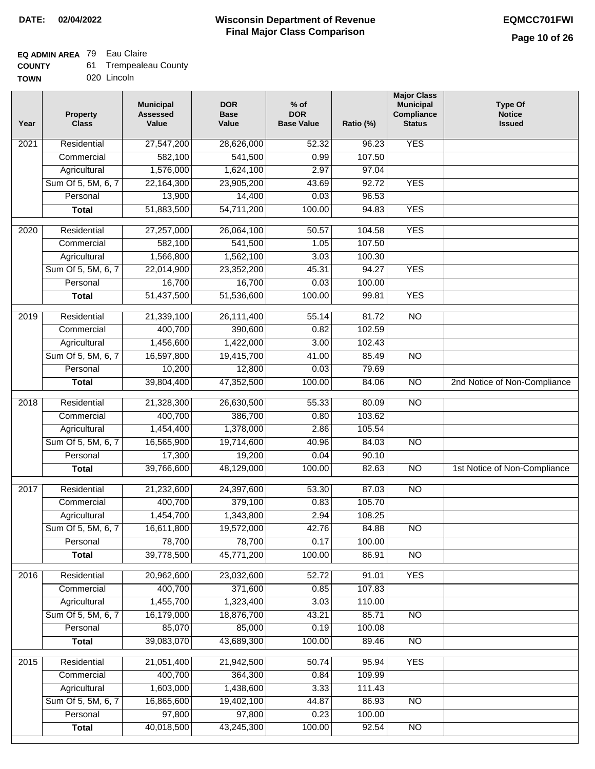**DATE:** 02/04/2022

# Wisconsin Department of Revenue
## Final Major Class Comparison

**EQMCC701FWI**

**EQ ADMIN AREA** 79 Eau Claire
**COUNTY** 61 Trempealeau County
**TOWN** 020 Lincoln

| Year | Property Class | Municipal Assessed Value | DOR Base Value | % of DOR Base Value | Ratio (%) | Major Class Municipal Compliance Status | Type Of Notice Issued |
|---|---|---|---|---|---|---|---|
| 2021 | Residential | 27,547,200 | 28,626,000 | 52.32 | 96.23 | YES | |
| | Commercial | 582,100 | 541,500 | 0.99 | 107.50 | | |
| | Agricultural | 1,576,000 | 1,624,100 | 2.97 | 97.04 | | |
| | Sum Of 5, 5M, 6, 7 | 22,164,300 | 23,905,200 | 43.69 | 92.72 | YES | |
| | Personal | 13,900 | 14,400 | 0.03 | 96.53 | | |
| | **Total** | 51,883,500 | 54,711,200 | 100.00 | 94.83 | YES | |
| 2020 | Residential | 27,257,000 | 26,064,100 | 50.57 | 104.58 | YES | |
| | Commercial | 582,100 | 541,500 | 1.05 | 107.50 | | |
| | Agricultural | 1,566,800 | 1,562,100 | 3.03 | 100.30 | | |
| | Sum Of 5, 5M, 6, 7 | 22,014,900 | 23,352,200 | 45.31 | 94.27 | YES | |
| | Personal | 16,700 | 16,700 | 0.03 | 100.00 | | |
| | **Total** | 51,437,500 | 51,536,600 | 100.00 | 99.81 | YES | |
| 2019 | Residential | 21,339,100 | 26,111,400 | 55.14 | 81.72 | NO | |
| | Commercial | 400,700 | 390,600 | 0.82 | 102.59 | | |
| | Agricultural | 1,456,600 | 1,422,000 | 3.00 | 102.43 | | |
| | Sum Of 5, 5M, 6, 7 | 16,597,800 | 19,415,700 | 41.00 | 85.49 | NO | |
| | Personal | 10,200 | 12,800 | 0.03 | 79.69 | | |
| | **Total** | 39,804,400 | 47,352,500 | 100.00 | 84.06 | NO | 2nd Notice of Non-Compliance |
| 2018 | Residential | 21,328,300 | 26,630,500 | 55.33 | 80.09 | NO | |
| | Commercial | 400,700 | 386,700 | 0.80 | 103.62 | | |
| | Agricultural | 1,454,400 | 1,378,000 | 2.86 | 105.54 | | |
| | Sum Of 5, 5M, 6, 7 | 16,565,900 | 19,714,600 | 40.96 | 84.03 | NO | |
| | Personal | 17,300 | 19,200 | 0.04 | 90.10 | | |
| | **Total** | 39,766,600 | 48,129,000 | 100.00 | 82.63 | NO | 1st Notice of Non-Compliance |
| 2017 | Residential | 21,232,600 | 24,397,600 | 53.30 | 87.03 | NO | |
| | Commercial | 400,700 | 379,100 | 0.83 | 105.70 | | |
| | Agricultural | 1,454,700 | 1,343,800 | 2.94 | 108.25 | | |
| | Sum Of 5, 5M, 6, 7 | 16,611,800 | 19,572,000 | 42.76 | 84.88 | NO | |
| | Personal | 78,700 | 78,700 | 0.17 | 100.00 | | |
| | **Total** | 39,778,500 | 45,771,200 | 100.00 | 86.91 | NO | |
| 2016 | Residential | 20,962,600 | 23,032,600 | 52.72 | 91.01 | YES | |
| | Commercial | 400,700 | 371,600 | 0.85 | 107.83 | | |
| | Agricultural | 1,455,700 | 1,323,400 | 3.03 | 110.00 | | |
| | Sum Of 5, 5M, 6, 7 | 16,179,000 | 18,876,700 | 43.21 | 85.71 | NO | |
| | Personal | 85,070 | 85,000 | 0.19 | 100.08 | | |
| | **Total** | 39,083,070 | 43,689,300 | 100.00 | 89.46 | NO | |
| 2015 | Residential | 21,051,400 | 21,942,500 | 50.74 | 95.94 | YES | |
| | Commercial | 400,700 | 364,300 | 0.84 | 109.99 | | |
| | Agricultural | 1,603,000 | 1,438,600 | 3.33 | 111.43 | | |
| | Sum Of 5, 5M, 6, 7 | 16,865,600 | 19,402,100 | 44.87 | 86.93 | NO | |
| | Personal | 97,800 | 97,800 | 0.23 | 100.00 | | |
| | **Total** | 40,018,500 | 43,245,300 | 100.00 | 92.54 | NO | |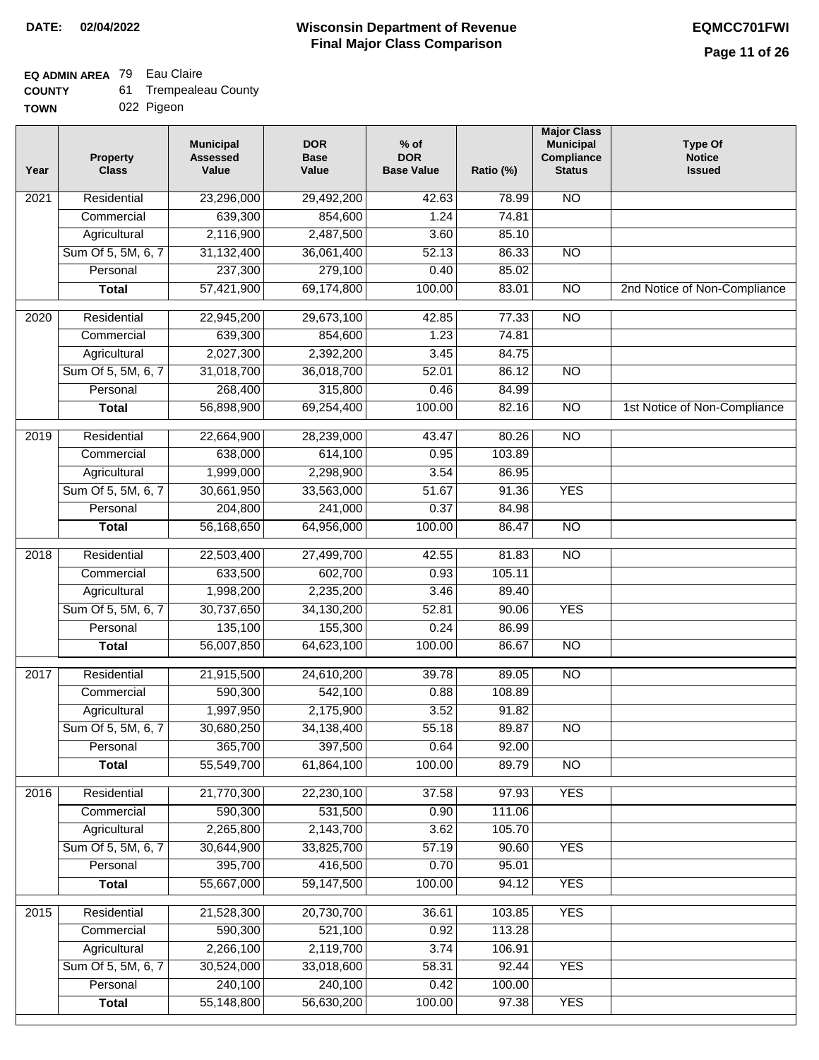**DATE:** 02/04/2022

# Wisconsin Department of Revenue
## Final Major Class Comparison

**EQMCC701FWI**

**EQ ADMIN AREA** 79 Eau Claire
**COUNTY** 61 Trempealeau County
**TOWN** 022 Pigeon

| Year | Property Class | Municipal Assessed Value | DOR Base Value | % of DOR Base Value | Ratio (%) | Major Class Municipal Compliance Status | Type Of Notice Issued |
|---|---|---|---|---|---|---|---|
| 2021 | Residential | 23,296,000 | 29,492,200 | 42.63 | 78.99 | NO | |
| | Commercial | 639,300 | 854,600 | 1.24 | 74.81 | | |
| | Agricultural | 2,116,900 | 2,487,500 | 3.60 | 85.10 | | |
| | Sum Of 5, 5M, 6, 7 | 31,132,400 | 36,061,400 | 52.13 | 86.33 | NO | |
| | Personal | 237,300 | 279,100 | 0.40 | 85.02 | | |
| | **Total** | 57,421,900 | 69,174,800 | 100.00 | 83.01 | NO | 2nd Notice of Non-Compliance |
| 2020 | Residential | 22,945,200 | 29,673,100 | 42.85 | 77.33 | NO | |
| | Commercial | 639,300 | 854,600 | 1.23 | 74.81 | | |
| | Agricultural | 2,027,300 | 2,392,200 | 3.45 | 84.75 | | |
| | Sum Of 5, 5M, 6, 7 | 31,018,700 | 36,018,700 | 52.01 | 86.12 | NO | |
| | Personal | 268,400 | 315,800 | 0.46 | 84.99 | | |
| | **Total** | 56,898,900 | 69,254,400 | 100.00 | 82.16 | NO | 1st Notice of Non-Compliance |
| 2019 | Residential | 22,664,900 | 28,239,000 | 43.47 | 80.26 | NO | |
| | Commercial | 638,000 | 614,100 | 0.95 | 103.89 | | |
| | Agricultural | 1,999,000 | 2,298,900 | 3.54 | 86.95 | | |
| | Sum Of 5, 5M, 6, 7 | 30,661,950 | 33,563,000 | 51.67 | 91.36 | YES | |
| | Personal | 204,800 | 241,000 | 0.37 | 84.98 | | |
| | **Total** | 56,168,650 | 64,956,000 | 100.00 | 86.47 | NO | |
| 2018 | Residential | 22,503,400 | 27,499,700 | 42.55 | 81.83 | NO | |
| | Commercial | 633,500 | 602,700 | 0.93 | 105.11 | | |
| | Agricultural | 1,998,200 | 2,235,200 | 3.46 | 89.40 | | |
| | Sum Of 5, 5M, 6, 7 | 30,737,650 | 34,130,200 | 52.81 | 90.06 | YES | |
| | Personal | 135,100 | 155,300 | 0.24 | 86.99 | | |
| | **Total** | 56,007,850 | 64,623,100 | 100.00 | 86.67 | NO | |
| 2017 | Residential | 21,915,500 | 24,610,200 | 39.78 | 89.05 | NO | |
| | Commercial | 590,300 | 542,100 | 0.88 | 108.89 | | |
| | Agricultural | 1,997,950 | 2,175,900 | 3.52 | 91.82 | | |
| | Sum Of 5, 5M, 6, 7 | 30,680,250 | 34,138,400 | 55.18 | 89.87 | NO | |
| | Personal | 365,700 | 397,500 | 0.64 | 92.00 | | |
| | **Total** | 55,549,700 | 61,864,100 | 100.00 | 89.79 | NO | |
| 2016 | Residential | 21,770,300 | 22,230,100 | 37.58 | 97.93 | YES | |
| | Commercial | 590,300 | 531,500 | 0.90 | 111.06 | | |
| | Agricultural | 2,265,800 | 2,143,700 | 3.62 | 105.70 | | |
| | Sum Of 5, 5M, 6, 7 | 30,644,900 | 33,825,700 | 57.19 | 90.60 | YES | |
| | Personal | 395,700 | 416,500 | 0.70 | 95.01 | | |
| | **Total** | 55,667,000 | 59,147,500 | 100.00 | 94.12 | YES | |
| 2015 | Residential | 21,528,300 | 20,730,700 | 36.61 | 103.85 | YES | |
| | Commercial | 590,300 | 521,100 | 0.92 | 113.28 | | |
| | Agricultural | 2,266,100 | 2,119,700 | 3.74 | 106.91 | | |
| | Sum Of 5, 5M, 6, 7 | 30,524,000 | 33,018,600 | 58.31 | 92.44 | YES | |
| | Personal | 240,100 | 240,100 | 0.42 | 100.00 | | |
| | **Total** | 55,148,800 | 56,630,200 | 100.00 | 97.38 | YES | |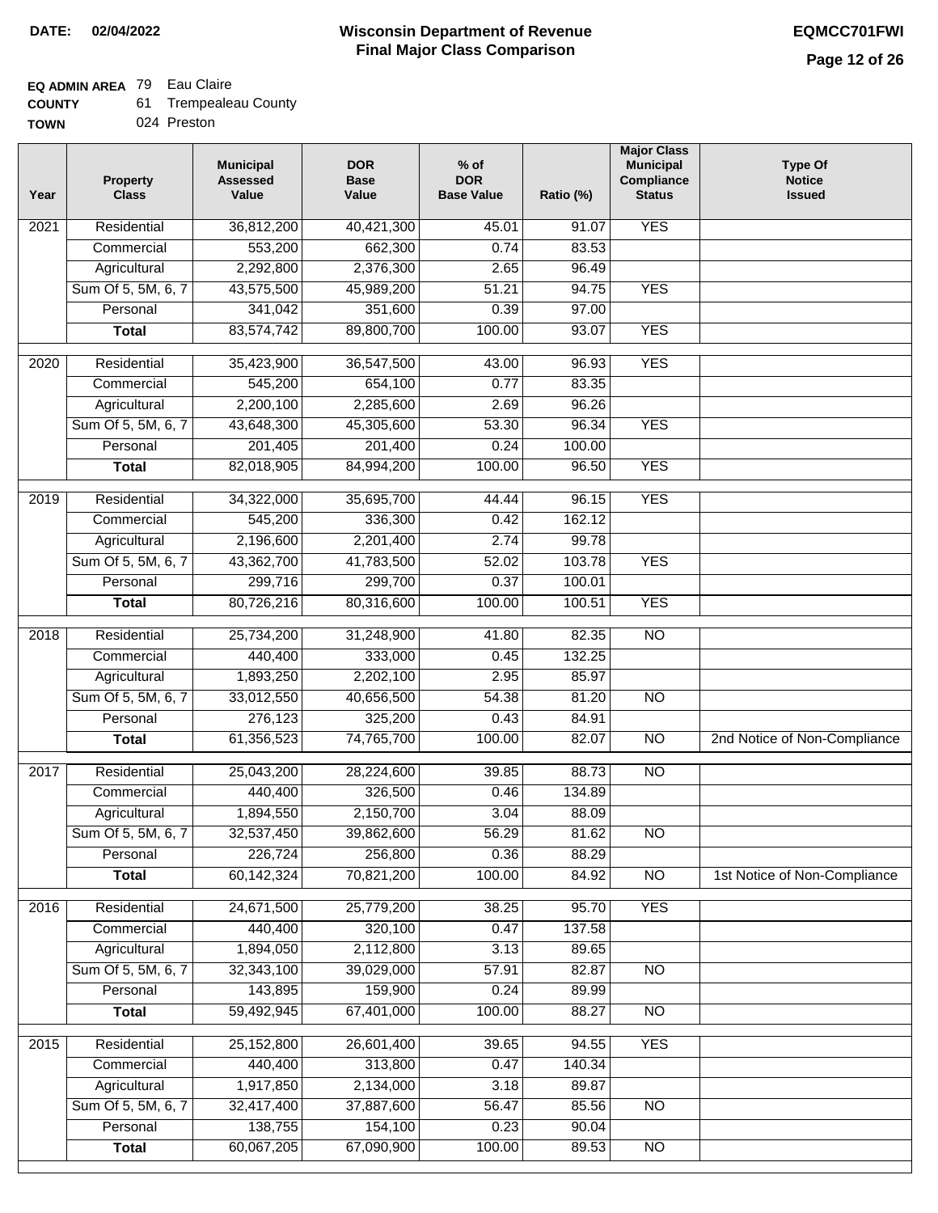**DATE: 02/04/2022**

# Wisconsin Department of Revenue
## Final Major Class Comparison

**EQMCC701FWI**

**EQ ADMIN AREA** 79 Eau Claire
**COUNTY** 61 Trempealeau County
**TOWN** 024 Preston

| Year | Property Class | Municipal Assessed Value | DOR Base Value | % of DOR Base Value | Ratio (%) | Major Class Municipal Compliance Status | Type Of Notice Issued |
|---|---|---|---|---|---|---|---|
| 2021 | Residential | 36,812,200 | 40,421,300 | 45.01 | 91.07 | YES | |
| | Commercial | 553,200 | 662,300 | 0.74 | 83.53 | | |
| | Agricultural | 2,292,800 | 2,376,300 | 2.65 | 96.49 | | |
| | Sum Of 5, 5M, 6, 7 | 43,575,500 | 45,989,200 | 51.21 | 94.75 | YES | |
| | Personal | 341,042 | 351,600 | 0.39 | 97.00 | | |
| | **Total** | 83,574,742 | 89,800,700 | 100.00 | 93.07 | YES | |
| 2020 | Residential | 35,423,900 | 36,547,500 | 43.00 | 96.93 | YES | |
| | Commercial | 545,200 | 654,100 | 0.77 | 83.35 | | |
| | Agricultural | 2,200,100 | 2,285,600 | 2.69 | 96.26 | | |
| | Sum Of 5, 5M, 6, 7 | 43,648,300 | 45,305,600 | 53.30 | 96.34 | YES | |
| | Personal | 201,405 | 201,400 | 0.24 | 100.00 | | |
| | **Total** | 82,018,905 | 84,994,200 | 100.00 | 96.50 | YES | |
| 2019 | Residential | 34,322,000 | 35,695,700 | 44.44 | 96.15 | YES | |
| | Commercial | 545,200 | 336,300 | 0.42 | 162.12 | | |
| | Agricultural | 2,196,600 | 2,201,400 | 2.74 | 99.78 | | |
| | Sum Of 5, 5M, 6, 7 | 43,362,700 | 41,783,500 | 52.02 | 103.78 | YES | |
| | Personal | 299,716 | 299,700 | 0.37 | 100.01 | | |
| | **Total** | 80,726,216 | 80,316,600 | 100.00 | 100.51 | YES | |
| 2018 | Residential | 25,734,200 | 31,248,900 | 41.80 | 82.35 | NO | |
| | Commercial | 440,400 | 333,000 | 0.45 | 132.25 | | |
| | Agricultural | 1,893,250 | 2,202,100 | 2.95 | 85.97 | | |
| | Sum Of 5, 5M, 6, 7 | 33,012,550 | 40,656,500 | 54.38 | 81.20 | NO | |
| | Personal | 276,123 | 325,200 | 0.43 | 84.91 | | |
| | **Total** | 61,356,523 | 74,765,700 | 100.00 | 82.07 | NO | 2nd Notice of Non-Compliance |
| 2017 | Residential | 25,043,200 | 28,224,600 | 39.85 | 88.73 | NO | |
| | Commercial | 440,400 | 326,500 | 0.46 | 134.89 | | |
| | Agricultural | 1,894,550 | 2,150,700 | 3.04 | 88.09 | | |
| | Sum Of 5, 5M, 6, 7 | 32,537,450 | 39,862,600 | 56.29 | 81.62 | NO | |
| | Personal | 226,724 | 256,800 | 0.36 | 88.29 | | |
| | **Total** | 60,142,324 | 70,821,200 | 100.00 | 84.92 | NO | 1st Notice of Non-Compliance |
| 2016 | Residential | 24,671,500 | 25,779,200 | 38.25 | 95.70 | YES | |
| | Commercial | 440,400 | 320,100 | 0.47 | 137.58 | | |
| | Agricultural | 1,894,050 | 2,112,800 | 3.13 | 89.65 | | |
| | Sum Of 5, 5M, 6, 7 | 32,343,100 | 39,029,000 | 57.91 | 82.87 | NO | |
| | Personal | 143,895 | 159,900 | 0.24 | 89.99 | | |
| | **Total** | 59,492,945 | 67,401,000 | 100.00 | 88.27 | NO | |
| 2015 | Residential | 25,152,800 | 26,601,400 | 39.65 | 94.55 | YES | |
| | Commercial | 440,400 | 313,800 | 0.47 | 140.34 | | |
| | Agricultural | 1,917,850 | 2,134,000 | 3.18 | 89.87 | | |
| | Sum Of 5, 5M, 6, 7 | 32,417,400 | 37,887,600 | 56.47 | 85.56 | NO | |
| | Personal | 138,755 | 154,100 | 0.23 | 90.04 | | |
| | **Total** | 60,067,205 | 67,090,900 | 100.00 | 89.53 | NO | |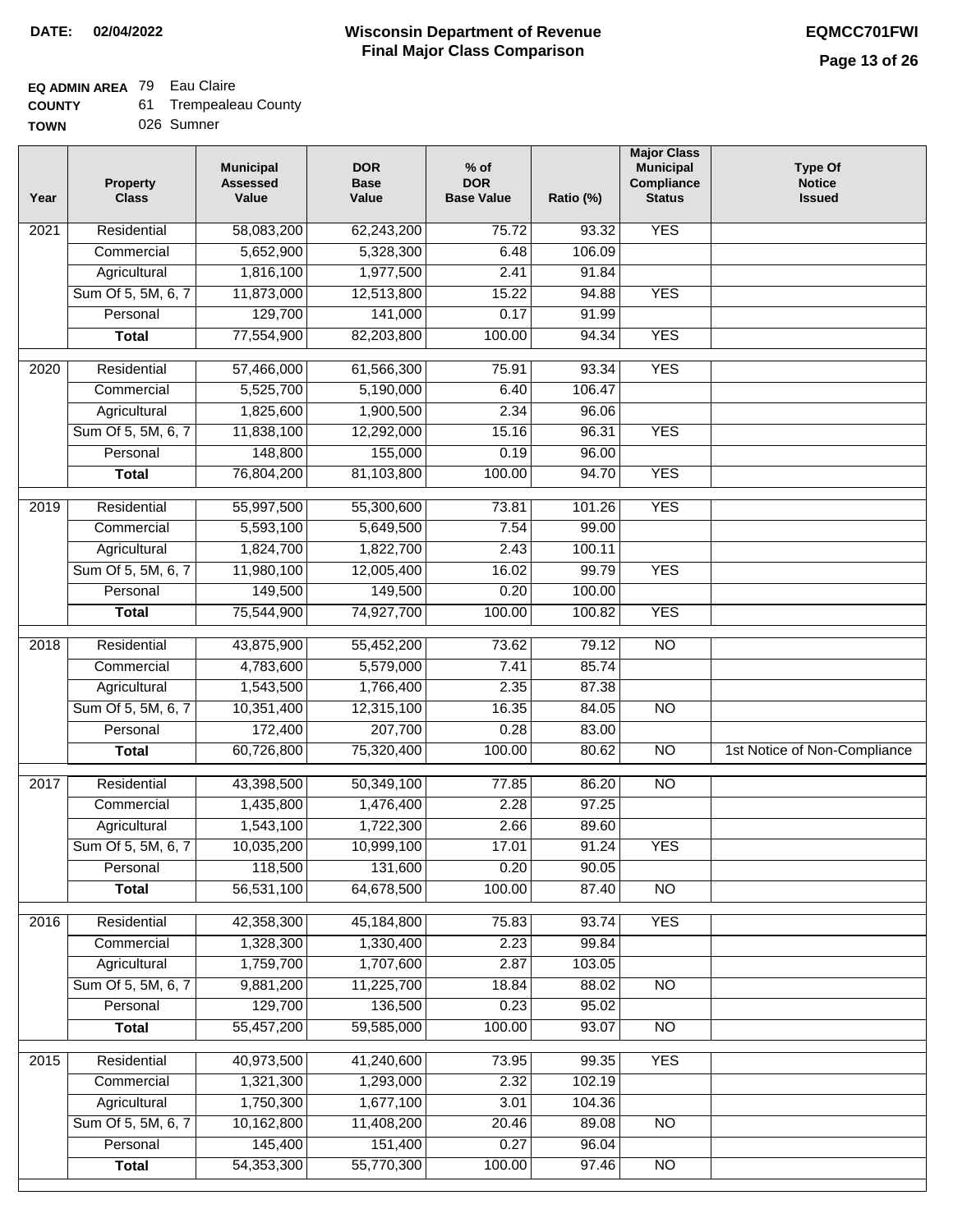**DATE: 02/04/2022**

# Wisconsin Department of Revenue
## Final Major Class Comparison

**EQMCC701FWI**

**EQ ADMIN AREA** 79 Eau Claire
**COUNTY** 61 Trempealeau County
**TOWN** 026 Sumner

| Year | Property Class | Municipal Assessed Value | DOR Base Value | % of DOR Base Value | Ratio (%) | Major Class Municipal Compliance Status | Type Of Notice Issued |
|---|---|---|---|---|---|---|---|
| 2021 | Residential | 58,083,200 | 62,243,200 | 75.72 | 93.32 | YES | |
| | Commercial | 5,652,900 | 5,328,300 | 6.48 | 106.09 | | |
| | Agricultural | 1,816,100 | 1,977,500 | 2.41 | 91.84 | | |
| | Sum Of 5, 5M, 6, 7 | 11,873,000 | 12,513,800 | 15.22 | 94.88 | YES | |
| | Personal | 129,700 | 141,000 | 0.17 | 91.99 | | |
| | **Total** | 77,554,900 | 82,203,800 | 100.00 | 94.34 | YES | |
| 2020 | Residential | 57,466,000 | 61,566,300 | 75.91 | 93.34 | YES | |
| | Commercial | 5,525,700 | 5,190,000 | 6.40 | 106.47 | | |
| | Agricultural | 1,825,600 | 1,900,500 | 2.34 | 96.06 | | |
| | Sum Of 5, 5M, 6, 7 | 11,838,100 | 12,292,000 | 15.16 | 96.31 | YES | |
| | Personal | 148,800 | 155,000 | 0.19 | 96.00 | | |
| | **Total** | 76,804,200 | 81,103,800 | 100.00 | 94.70 | YES | |
| 2019 | Residential | 55,997,500 | 55,300,600 | 73.81 | 101.26 | YES | |
| | Commercial | 5,593,100 | 5,649,500 | 7.54 | 99.00 | | |
| | Agricultural | 1,824,700 | 1,822,700 | 2.43 | 100.11 | | |
| | Sum Of 5, 5M, 6, 7 | 11,980,100 | 12,005,400 | 16.02 | 99.79 | YES | |
| | Personal | 149,500 | 149,500 | 0.20 | 100.00 | | |
| | **Total** | 75,544,900 | 74,927,700 | 100.00 | 100.82 | YES | |
| 2018 | Residential | 43,875,900 | 55,452,200 | 73.62 | 79.12 | NO | |
| | Commercial | 4,783,600 | 5,579,000 | 7.41 | 85.74 | | |
| | Agricultural | 1,543,500 | 1,766,400 | 2.35 | 87.38 | | |
| | Sum Of 5, 5M, 6, 7 | 10,351,400 | 12,315,100 | 16.35 | 84.05 | NO | |
| | Personal | 172,400 | 207,700 | 0.28 | 83.00 | | |
| | **Total** | 60,726,800 | 75,320,400 | 100.00 | 80.62 | NO | 1st Notice of Non-Compliance |
| 2017 | Residential | 43,398,500 | 50,349,100 | 77.85 | 86.20 | NO | |
| | Commercial | 1,435,800 | 1,476,400 | 2.28 | 97.25 | | |
| | Agricultural | 1,543,100 | 1,722,300 | 2.66 | 89.60 | | |
| | Sum Of 5, 5M, 6, 7 | 10,035,200 | 10,999,100 | 17.01 | 91.24 | YES | |
| | Personal | 118,500 | 131,600 | 0.20 | 90.05 | | |
| | **Total** | 56,531,100 | 64,678,500 | 100.00 | 87.40 | NO | |
| 2016 | Residential | 42,358,300 | 45,184,800 | 75.83 | 93.74 | YES | |
| | Commercial | 1,328,300 | 1,330,400 | 2.23 | 99.84 | | |
| | Agricultural | 1,759,700 | 1,707,600 | 2.87 | 103.05 | | |
| | Sum Of 5, 5M, 6, 7 | 9,881,200 | 11,225,700 | 18.84 | 88.02 | NO | |
| | Personal | 129,700 | 136,500 | 0.23 | 95.02 | | |
| | **Total** | 55,457,200 | 59,585,000 | 100.00 | 93.07 | NO | |
| 2015 | Residential | 40,973,500 | 41,240,600 | 73.95 | 99.35 | YES | |
| | Commercial | 1,321,300 | 1,293,000 | 2.32 | 102.19 | | |
| | Agricultural | 1,750,300 | 1,677,100 | 3.01 | 104.36 | | |
| | Sum Of 5, 5M, 6, 7 | 10,162,800 | 11,408,200 | 20.46 | 89.08 | NO | |
| | Personal | 145,400 | 151,400 | 0.27 | 96.04 | | |
| | **Total** | 54,353,300 | 55,770,300 | 100.00 | 97.46 | NO | |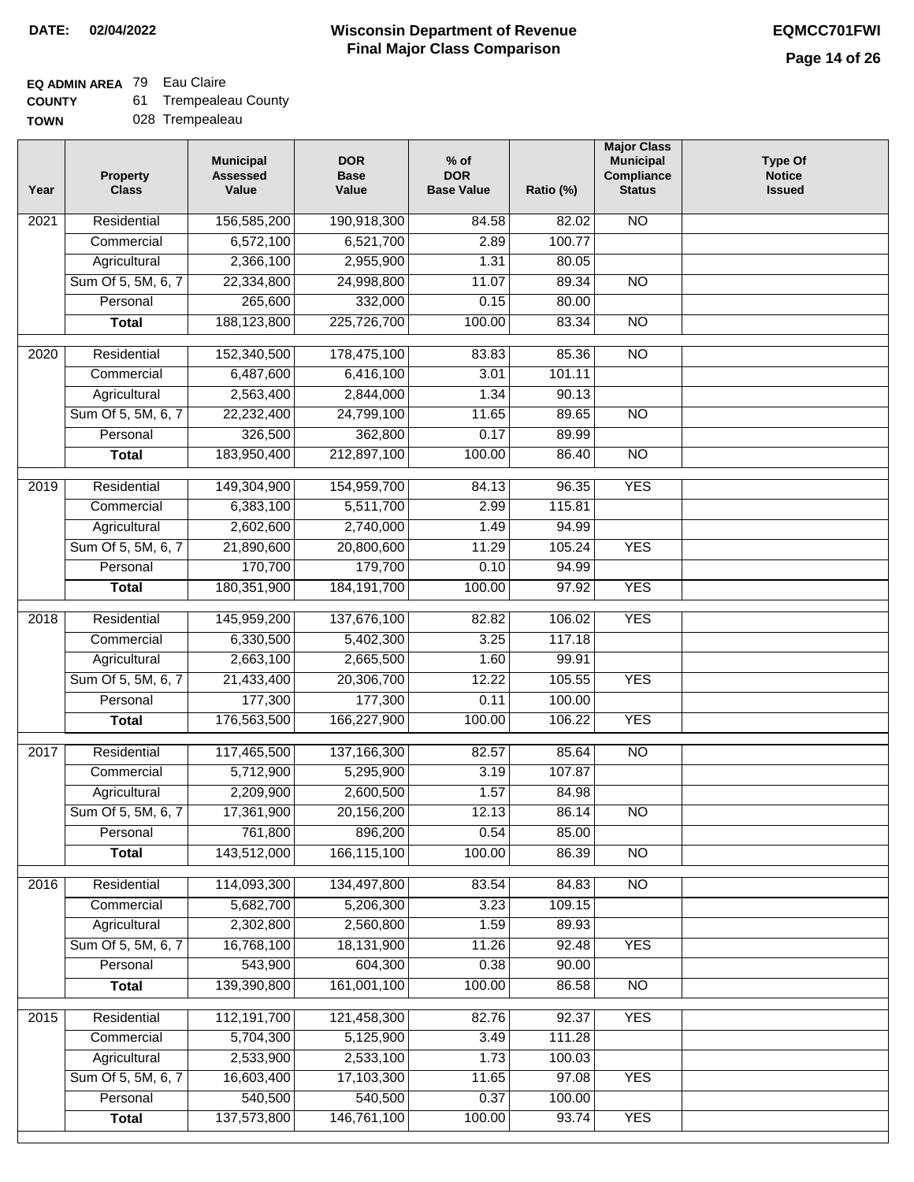**DATE: 02/04/2022**

# Wisconsin Department of Revenue
## Final Major Class Comparison

**EQMCC701FWI**

**EQ ADMIN AREA** 79 Eau Claire
**COUNTY** 61 Trempealeau County
**TOWN** 028 Trempealeau

| Year | Property Class | Municipal Assessed Value | DOR Base Value | % of DOR Base Value | Ratio (%) | Major Class Municipal Compliance Status | Type Of Notice Issued |
|---|---|---|---|---|---|---|---|
| 2021 | Residential | 156,585,200 | 190,918,300 | 84.58 | 82.02 | NO | |
| | Commercial | 6,572,100 | 6,521,700 | 2.89 | 100.77 | | |
| | Agricultural | 2,366,100 | 2,955,900 | 1.31 | 80.05 | | |
| | Sum Of 5, 5M, 6, 7 | 22,334,800 | 24,998,800 | 11.07 | 89.34 | NO | |
| | Personal | 265,600 | 332,000 | 0.15 | 80.00 | | |
| | **Total** | 188,123,800 | 225,726,700 | 100.00 | 83.34 | NO | |
| 2020 | Residential | 152,340,500 | 178,475,100 | 83.83 | 85.36 | NO | |
| | Commercial | 6,487,600 | 6,416,100 | 3.01 | 101.11 | | |
| | Agricultural | 2,563,400 | 2,844,000 | 1.34 | 90.13 | | |
| | Sum Of 5, 5M, 6, 7 | 22,232,400 | 24,799,100 | 11.65 | 89.65 | NO | |
| | Personal | 326,500 | 362,800 | 0.17 | 89.99 | | |
| | **Total** | 183,950,400 | 212,897,100 | 100.00 | 86.40 | NO | |
| 2019 | Residential | 149,304,900 | 154,959,700 | 84.13 | 96.35 | YES | |
| | Commercial | 6,383,100 | 5,511,700 | 2.99 | 115.81 | | |
| | Agricultural | 2,602,600 | 2,740,000 | 1.49 | 94.99 | | |
| | Sum Of 5, 5M, 6, 7 | 21,890,600 | 20,800,600 | 11.29 | 105.24 | YES | |
| | Personal | 170,700 | 179,700 | 0.10 | 94.99 | | |
| | **Total** | 180,351,900 | 184,191,700 | 100.00 | 97.92 | YES | |
| 2018 | Residential | 145,959,200 | 137,676,100 | 82.82 | 106.02 | YES | |
| | Commercial | 6,330,500 | 5,402,300 | 3.25 | 117.18 | | |
| | Agricultural | 2,663,100 | 2,665,500 | 1.60 | 99.91 | | |
| | Sum Of 5, 5M, 6, 7 | 21,433,400 | 20,306,700 | 12.22 | 105.55 | YES | |
| | Personal | 177,300 | 177,300 | 0.11 | 100.00 | | |
| | **Total** | 176,563,500 | 166,227,900 | 100.00 | 106.22 | YES | |
| 2017 | Residential | 117,465,500 | 137,166,300 | 82.57 | 85.64 | NO | |
| | Commercial | 5,712,900 | 5,295,900 | 3.19 | 107.87 | | |
| | Agricultural | 2,209,900 | 2,600,500 | 1.57 | 84.98 | | |
| | Sum Of 5, 5M, 6, 7 | 17,361,900 | 20,156,200 | 12.13 | 86.14 | NO | |
| | Personal | 761,800 | 896,200 | 0.54 | 85.00 | | |
| | **Total** | 143,512,000 | 166,115,100 | 100.00 | 86.39 | NO | |
| 2016 | Residential | 114,093,300 | 134,497,800 | 83.54 | 84.83 | NO | |
| | Commercial | 5,682,700 | 5,206,300 | 3.23 | 109.15 | | |
| | Agricultural | 2,302,800 | 2,560,800 | 1.59 | 89.93 | | |
| | Sum Of 5, 5M, 6, 7 | 16,768,100 | 18,131,900 | 11.26 | 92.48 | YES | |
| | Personal | 543,900 | 604,300 | 0.38 | 90.00 | | |
| | **Total** | 139,390,800 | 161,001,100 | 100.00 | 86.58 | NO | |
| 2015 | Residential | 112,191,700 | 121,458,300 | 82.76 | 92.37 | YES | |
| | Commercial | 5,704,300 | 5,125,900 | 3.49 | 111.28 | | |
| | Agricultural | 2,533,900 | 2,533,100 | 1.73 | 100.03 | | |
| | Sum Of 5, 5M, 6, 7 | 16,603,400 | 17,103,300 | 11.65 | 97.08 | YES | |
| | Personal | 540,500 | 540,500 | 0.37 | 100.00 | | |
| | **Total** | 137,573,800 | 146,761,100 | 100.00 | 93.74 | YES | |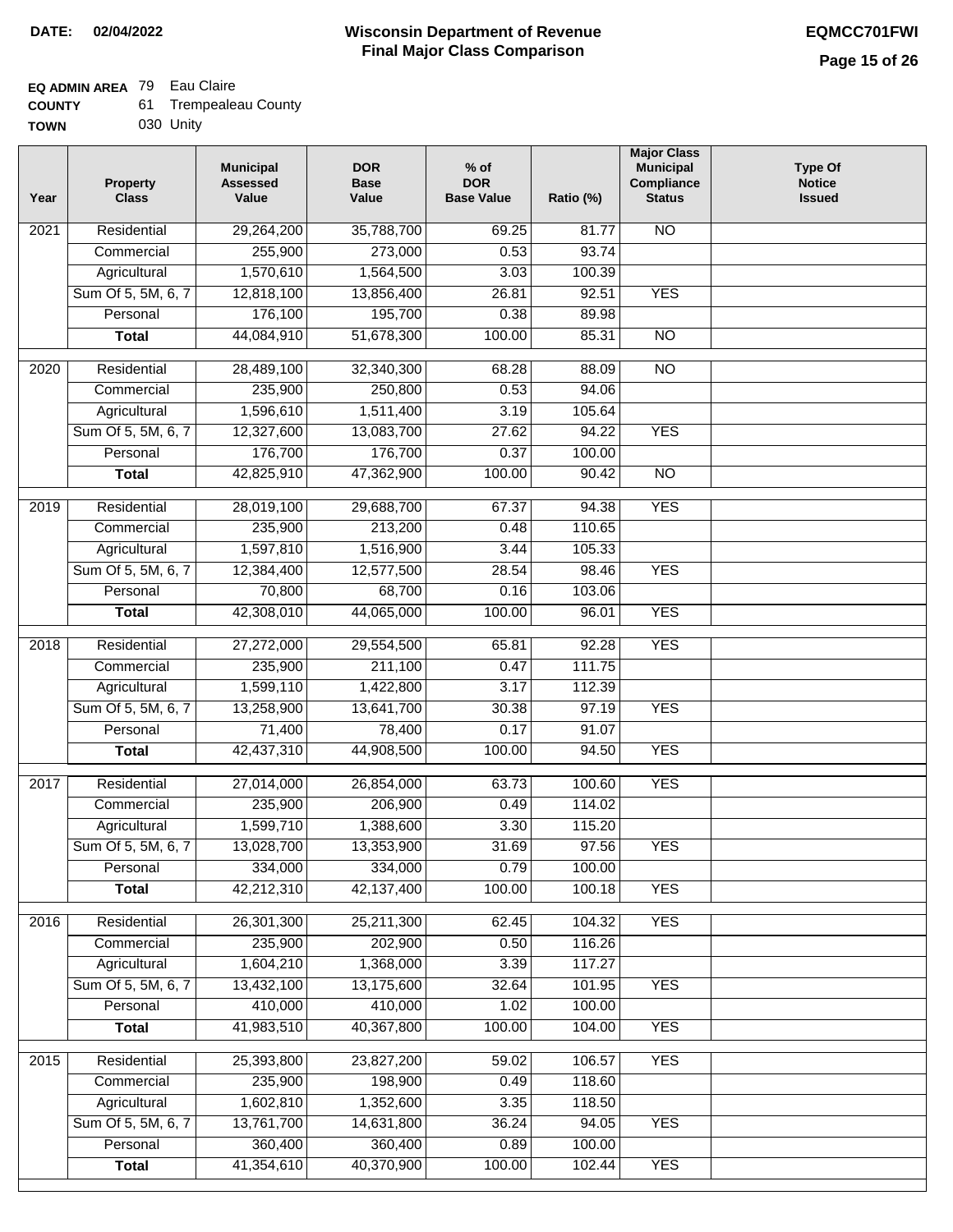**DATE: 02/04/2022**

# Wisconsin Department of Revenue
## Final Major Class Comparison

**EQMCC701FWI**

**EQ ADMIN AREA** 79 Eau Claire
**COUNTY** 61 Trempealeau County
**TOWN** 030 Unity

| Year | Property Class | Municipal Assessed Value | DOR Base Value | % of DOR Base Value | Ratio (%) | Major Class Municipal Compliance Status | Type Of Notice Issued |
|---|---|---|---|---|---|---|---|
| 2021 | Residential | 29,264,200 | 35,788,700 | 69.25 | 81.77 | NO | |
| | Commercial | 255,900 | 273,000 | 0.53 | 93.74 | | |
| | Agricultural | 1,570,610 | 1,564,500 | 3.03 | 100.39 | | |
| | Sum Of 5, 5M, 6, 7 | 12,818,100 | 13,856,400 | 26.81 | 92.51 | YES | |
| | Personal | 176,100 | 195,700 | 0.38 | 89.98 | | |
| | **Total** | 44,084,910 | 51,678,300 | 100.00 | 85.31 | NO | |
| 2020 | Residential | 28,489,100 | 32,340,300 | 68.28 | 88.09 | NO | |
| | Commercial | 235,900 | 250,800 | 0.53 | 94.06 | | |
| | Agricultural | 1,596,610 | 1,511,400 | 3.19 | 105.64 | | |
| | Sum Of 5, 5M, 6, 7 | 12,327,600 | 13,083,700 | 27.62 | 94.22 | YES | |
| | Personal | 176,700 | 176,700 | 0.37 | 100.00 | | |
| | **Total** | 42,825,910 | 47,362,900 | 100.00 | 90.42 | NO | |
| 2019 | Residential | 28,019,100 | 29,688,700 | 67.37 | 94.38 | YES | |
| | Commercial | 235,900 | 213,200 | 0.48 | 110.65 | | |
| | Agricultural | 1,597,810 | 1,516,900 | 3.44 | 105.33 | | |
| | Sum Of 5, 5M, 6, 7 | 12,384,400 | 12,577,500 | 28.54 | 98.46 | YES | |
| | Personal | 70,800 | 68,700 | 0.16 | 103.06 | | |
| | **Total** | 42,308,010 | 44,065,000 | 100.00 | 96.01 | YES | |
| 2018 | Residential | 27,272,000 | 29,554,500 | 65.81 | 92.28 | YES | |
| | Commercial | 235,900 | 211,100 | 0.47 | 111.75 | | |
| | Agricultural | 1,599,110 | 1,422,800 | 3.17 | 112.39 | | |
| | Sum Of 5, 5M, 6, 7 | 13,258,900 | 13,641,700 | 30.38 | 97.19 | YES | |
| | Personal | 71,400 | 78,400 | 0.17 | 91.07 | | |
| | **Total** | 42,437,310 | 44,908,500 | 100.00 | 94.50 | YES | |
| 2017 | Residential | 27,014,000 | 26,854,000 | 63.73 | 100.60 | YES | |
| | Commercial | 235,900 | 206,900 | 0.49 | 114.02 | | |
| | Agricultural | 1,599,710 | 1,388,600 | 3.30 | 115.20 | | |
| | Sum Of 5, 5M, 6, 7 | 13,028,700 | 13,353,900 | 31.69 | 97.56 | YES | |
| | Personal | 334,000 | 334,000 | 0.79 | 100.00 | | |
| | **Total** | 42,212,310 | 42,137,400 | 100.00 | 100.18 | YES | |
| 2016 | Residential | 26,301,300 | 25,211,300 | 62.45 | 104.32 | YES | |
| | Commercial | 235,900 | 202,900 | 0.50 | 116.26 | | |
| | Agricultural | 1,604,210 | 1,368,000 | 3.39 | 117.27 | | |
| | Sum Of 5, 5M, 6, 7 | 13,432,100 | 13,175,600 | 32.64 | 101.95 | YES | |
| | Personal | 410,000 | 410,000 | 1.02 | 100.00 | | |
| | **Total** | 41,983,510 | 40,367,800 | 100.00 | 104.00 | YES | |
| 2015 | Residential | 25,393,800 | 23,827,200 | 59.02 | 106.57 | YES | |
| | Commercial | 235,900 | 198,900 | 0.49 | 118.60 | | |
| | Agricultural | 1,602,810 | 1,352,600 | 3.35 | 118.50 | | |
| | Sum Of 5, 5M, 6, 7 | 13,761,700 | 14,631,800 | 36.24 | 94.05 | YES | |
| | Personal | 360,400 | 360,400 | 0.89 | 100.00 | | |
| | **Total** | 41,354,610 | 40,370,900 | 100.00 | 102.44 | YES | |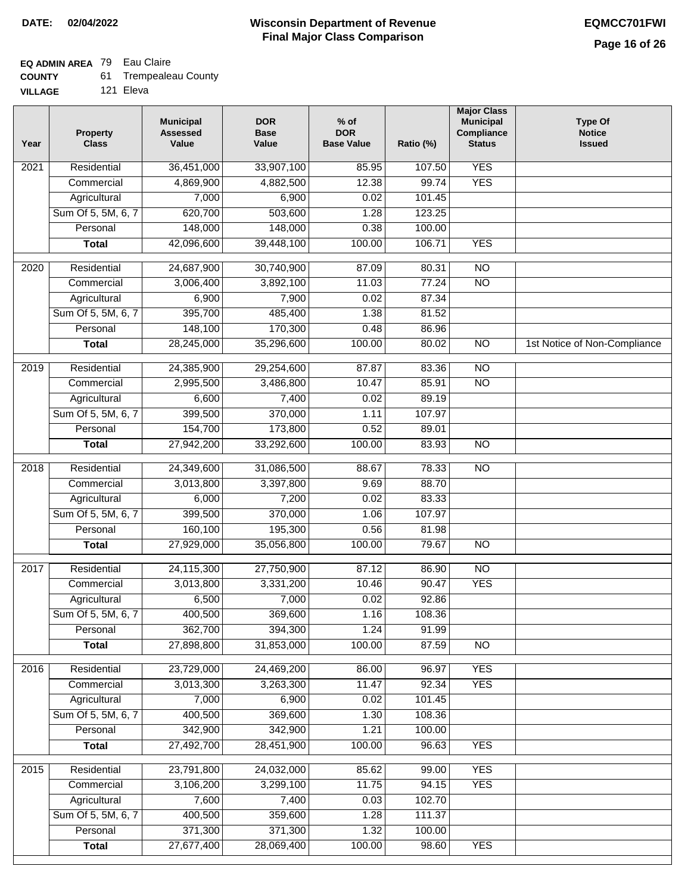**DATE: 02/04/2022**

# Wisconsin Department of Revenue
## Final Major Class Comparison

**EQMCC701FWI**

**EQ ADMIN AREA** 79 Eau Claire
**COUNTY** 61 Trempealeau County
**VILLAGE** 121 Eleva

| Year | Property Class | Municipal Assessed Value | DOR Base Value | % of DOR Base Value | Ratio (%) | Major Class Municipal Compliance Status | Type Of Notice Issued |
|---|---|---|---|---|---|---|---|
| 2021 | Residential | 36,451,000 | 33,907,100 | 85.95 | 107.50 | YES | |
| | Commercial | 4,869,900 | 4,882,500 | 12.38 | 99.74 | YES | |
| | Agricultural | 7,000 | 6,900 | 0.02 | 101.45 | | |
| | Sum Of 5, 5M, 6, 7 | 620,700 | 503,600 | 1.28 | 123.25 | | |
| | Personal | 148,000 | 148,000 | 0.38 | 100.00 | | |
| | **Total** | 42,096,600 | 39,448,100 | 100.00 | 106.71 | YES | |
| 2020 | Residential | 24,687,900 | 30,740,900 | 87.09 | 80.31 | NO | |
| | Commercial | 3,006,400 | 3,892,100 | 11.03 | 77.24 | NO | |
| | Agricultural | 6,900 | 7,900 | 0.02 | 87.34 | | |
| | Sum Of 5, 5M, 6, 7 | 395,700 | 485,400 | 1.38 | 81.52 | | |
| | Personal | 148,100 | 170,300 | 0.48 | 86.96 | | |
| | **Total** | 28,245,000 | 35,296,600 | 100.00 | 80.02 | NO | 1st Notice of Non-Compliance |
| 2019 | Residential | 24,385,900 | 29,254,600 | 87.87 | 83.36 | NO | |
| | Commercial | 2,995,500 | 3,486,800 | 10.47 | 85.91 | NO | |
| | Agricultural | 6,600 | 7,400 | 0.02 | 89.19 | | |
| | Sum Of 5, 5M, 6, 7 | 399,500 | 370,000 | 1.11 | 107.97 | | |
| | Personal | 154,700 | 173,800 | 0.52 | 89.01 | | |
| | **Total** | 27,942,200 | 33,292,600 | 100.00 | 83.93 | NO | |
| 2018 | Residential | 24,349,600 | 31,086,500 | 88.67 | 78.33 | NO | |
| | Commercial | 3,013,800 | 3,397,800 | 9.69 | 88.70 | | |
| | Agricultural | 6,000 | 7,200 | 0.02 | 83.33 | | |
| | Sum Of 5, 5M, 6, 7 | 399,500 | 370,000 | 1.06 | 107.97 | | |
| | Personal | 160,100 | 195,300 | 0.56 | 81.98 | | |
| | **Total** | 27,929,000 | 35,056,800 | 100.00 | 79.67 | NO | |
| 2017 | Residential | 24,115,300 | 27,750,900 | 87.12 | 86.90 | NO | |
| | Commercial | 3,013,800 | 3,331,200 | 10.46 | 90.47 | YES | |
| | Agricultural | 6,500 | 7,000 | 0.02 | 92.86 | | |
| | Sum Of 5, 5M, 6, 7 | 400,500 | 369,600 | 1.16 | 108.36 | | |
| | Personal | 362,700 | 394,300 | 1.24 | 91.99 | | |
| | **Total** | 27,898,800 | 31,853,000 | 100.00 | 87.59 | NO | |
| 2016 | Residential | 23,729,000 | 24,469,200 | 86.00 | 96.97 | YES | |
| | Commercial | 3,013,300 | 3,263,300 | 11.47 | 92.34 | YES | |
| | Agricultural | 7,000 | 6,900 | 0.02 | 101.45 | | |
| | Sum Of 5, 5M, 6, 7 | 400,500 | 369,600 | 1.30 | 108.36 | | |
| | Personal | 342,900 | 342,900 | 1.21 | 100.00 | | |
| | **Total** | 27,492,700 | 28,451,900 | 100.00 | 96.63 | YES | |
| 2015 | Residential | 23,791,800 | 24,032,000 | 85.62 | 99.00 | YES | |
| | Commercial | 3,106,200 | 3,299,100 | 11.75 | 94.15 | YES | |
| | Agricultural | 7,600 | 7,400 | 0.03 | 102.70 | | |
| | Sum Of 5, 5M, 6, 7 | 400,500 | 359,600 | 1.28 | 111.37 | | |
| | Personal | 371,300 | 371,300 | 1.32 | 100.00 | | |
| | **Total** | 27,677,400 | 28,069,400 | 100.00 | 98.60 | YES | |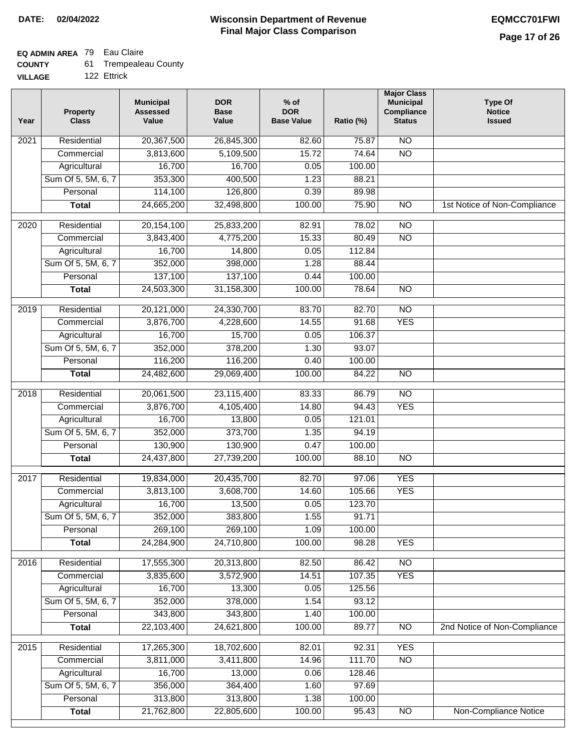**DATE: 02/04/2022**

# Wisconsin Department of Revenue
## Final Major Class Comparison

**EQMCC701FWI**

**EQ ADMIN AREA** 79 Eau Claire
**COUNTY** 61 Trempealeau County
**VILLAGE** 122 Ettrick

| Year | Property Class | Municipal Assessed Value | DOR Base Value | % of DOR Base Value | Ratio (%) | Major Class Municipal Compliance Status | Type Of Notice Issued |
|---|---|---|---|---|---|---|---|
| 2021 | Residential | 20,367,500 | 26,845,300 | 82.60 | 75.87 | NO | |
| | Commercial | 3,813,600 | 5,109,500 | 15.72 | 74.64 | NO | |
| | Agricultural | 16,700 | 16,700 | 0.05 | 100.00 | | |
| | Sum Of 5, 5M, 6, 7 | 353,300 | 400,500 | 1.23 | 88.21 | | |
| | Personal | 114,100 | 126,800 | 0.39 | 89.98 | | |
| | **Total** | 24,665,200 | 32,498,800 | 100.00 | 75.90 | NO | 1st Notice of Non-Compliance |
| 2020 | Residential | 20,154,100 | 25,833,200 | 82.91 | 78.02 | NO | |
| | Commercial | 3,843,400 | 4,775,200 | 15.33 | 80.49 | NO | |
| | Agricultural | 16,700 | 14,800 | 0.05 | 112.84 | | |
| | Sum Of 5, 5M, 6, 7 | 352,000 | 398,000 | 1.28 | 88.44 | | |
| | Personal | 137,100 | 137,100 | 0.44 | 100.00 | | |
| | **Total** | 24,503,300 | 31,158,300 | 100.00 | 78.64 | NO | |
| 2019 | Residential | 20,121,000 | 24,330,700 | 83.70 | 82.70 | NO | |
| | Commercial | 3,876,700 | 4,228,600 | 14.55 | 91.68 | YES | |
| | Agricultural | 16,700 | 15,700 | 0.05 | 106.37 | | |
| | Sum Of 5, 5M, 6, 7 | 352,000 | 378,200 | 1.30 | 93.07 | | |
| | Personal | 116,200 | 116,200 | 0.40 | 100.00 | | |
| | **Total** | 24,482,600 | 29,069,400 | 100.00 | 84.22 | NO | |
| 2018 | Residential | 20,061,500 | 23,115,400 | 83.33 | 86.79 | NO | |
| | Commercial | 3,876,700 | 4,105,400 | 14.80 | 94.43 | YES | |
| | Agricultural | 16,700 | 13,800 | 0.05 | 121.01 | | |
| | Sum Of 5, 5M, 6, 7 | 352,000 | 373,700 | 1.35 | 94.19 | | |
| | Personal | 130,900 | 130,900 | 0.47 | 100.00 | | |
| | **Total** | 24,437,800 | 27,739,200 | 100.00 | 88.10 | NO | |
| 2017 | Residential | 19,834,000 | 20,435,700 | 82.70 | 97.06 | YES | |
| | Commercial | 3,813,100 | 3,608,700 | 14.60 | 105.66 | YES | |
| | Agricultural | 16,700 | 13,500 | 0.05 | 123.70 | | |
| | Sum Of 5, 5M, 6, 7 | 352,000 | 383,800 | 1.55 | 91.71 | | |
| | Personal | 269,100 | 269,100 | 1.09 | 100.00 | | |
| | **Total** | 24,284,900 | 24,710,800 | 100.00 | 98.28 | YES | |
| 2016 | Residential | 17,555,300 | 20,313,800 | 82.50 | 86.42 | NO | |
| | Commercial | 3,835,600 | 3,572,900 | 14.51 | 107.35 | YES | |
| | Agricultural | 16,700 | 13,300 | 0.05 | 125.56 | | |
| | Sum Of 5, 5M, 6, 7 | 352,000 | 378,000 | 1.54 | 93.12 | | |
| | Personal | 343,800 | 343,800 | 1.40 | 100.00 | | |
| | **Total** | 22,103,400 | 24,621,800 | 100.00 | 89.77 | NO | 2nd Notice of Non-Compliance |
| 2015 | Residential | 17,265,300 | 18,702,600 | 82.01 | 92.31 | YES | |
| | Commercial | 3,811,000 | 3,411,800 | 14.96 | 111.70 | NO | |
| | Agricultural | 16,700 | 13,000 | 0.06 | 128.46 | | |
| | Sum Of 5, 5M, 6, 7 | 356,000 | 364,400 | 1.60 | 97.69 | | |
| | Personal | 313,800 | 313,800 | 1.38 | 100.00 | | |
| | **Total** | 21,762,800 | 22,805,600 | 100.00 | 95.43 | NO | Non-Compliance Notice |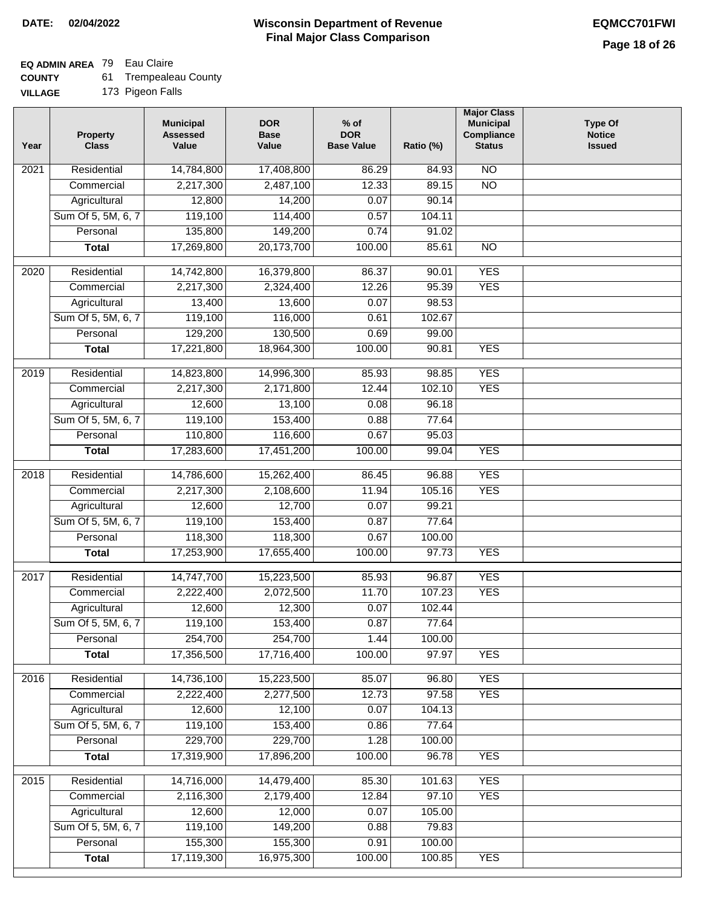**DATE: 02/04/2022**

# Wisconsin Department of Revenue
## Final Major Class Comparison

**EQMCC701FWI**

**EQ ADMIN AREA** 79 Eau Claire
**COUNTY** 61 Trempealeau County
**VILLAGE** 173 Pigeon Falls

| Year | Property Class | Municipal Assessed Value | DOR Base Value | % of DOR Base Value | Ratio (%) | Major Class Municipal Compliance Status | Type Of Notice Issued |
|---|---|---|---|---|---|---|---|
| 2021 | Residential | 14,784,800 | 17,408,800 | 86.29 | 84.93 | NO | |
| | Commercial | 2,217,300 | 2,487,100 | 12.33 | 89.15 | NO | |
| | Agricultural | 12,800 | 14,200 | 0.07 | 90.14 | | |
| | Sum Of 5, 5M, 6, 7 | 119,100 | 114,400 | 0.57 | 104.11 | | |
| | Personal | 135,800 | 149,200 | 0.74 | 91.02 | | |
| | **Total** | 17,269,800 | 20,173,700 | 100.00 | 85.61 | NO | |
| 2020 | Residential | 14,742,800 | 16,379,800 | 86.37 | 90.01 | YES | |
| | Commercial | 2,217,300 | 2,324,400 | 12.26 | 95.39 | YES | |
| | Agricultural | 13,400 | 13,600 | 0.07 | 98.53 | | |
| | Sum Of 5, 5M, 6, 7 | 119,100 | 116,000 | 0.61 | 102.67 | | |
| | Personal | 129,200 | 130,500 | 0.69 | 99.00 | | |
| | **Total** | 17,221,800 | 18,964,300 | 100.00 | 90.81 | YES | |
| 2019 | Residential | 14,823,800 | 14,996,300 | 85.93 | 98.85 | YES | |
| | Commercial | 2,217,300 | 2,171,800 | 12.44 | 102.10 | YES | |
| | Agricultural | 12,600 | 13,100 | 0.08 | 96.18 | | |
| | Sum Of 5, 5M, 6, 7 | 119,100 | 153,400 | 0.88 | 77.64 | | |
| | Personal | 110,800 | 116,600 | 0.67 | 95.03 | | |
| | **Total** | 17,283,600 | 17,451,200 | 100.00 | 99.04 | YES | |
| 2018 | Residential | 14,786,600 | 15,262,400 | 86.45 | 96.88 | YES | |
| | Commercial | 2,217,300 | 2,108,600 | 11.94 | 105.16 | YES | |
| | Agricultural | 12,600 | 12,700 | 0.07 | 99.21 | | |
| | Sum Of 5, 5M, 6, 7 | 119,100 | 153,400 | 0.87 | 77.64 | | |
| | Personal | 118,300 | 118,300 | 0.67 | 100.00 | | |
| | **Total** | 17,253,900 | 17,655,400 | 100.00 | 97.73 | YES | |
| 2017 | Residential | 14,747,700 | 15,223,500 | 85.93 | 96.87 | YES | |
| | Commercial | 2,222,400 | 2,072,500 | 11.70 | 107.23 | YES | |
| | Agricultural | 12,600 | 12,300 | 0.07 | 102.44 | | |
| | Sum Of 5, 5M, 6, 7 | 119,100 | 153,400 | 0.87 | 77.64 | | |
| | Personal | 254,700 | 254,700 | 1.44 | 100.00 | | |
| | **Total** | 17,356,500 | 17,716,400 | 100.00 | 97.97 | YES | |
| 2016 | Residential | 14,736,100 | 15,223,500 | 85.07 | 96.80 | YES | |
| | Commercial | 2,222,400 | 2,277,500 | 12.73 | 97.58 | YES | |
| | Agricultural | 12,600 | 12,100 | 0.07 | 104.13 | | |
| | Sum Of 5, 5M, 6, 7 | 119,100 | 153,400 | 0.86 | 77.64 | | |
| | Personal | 229,700 | 229,700 | 1.28 | 100.00 | | |
| | **Total** | 17,319,900 | 17,896,200 | 100.00 | 96.78 | YES | |
| 2015 | Residential | 14,716,000 | 14,479,400 | 85.30 | 101.63 | YES | |
| | Commercial | 2,116,300 | 2,179,400 | 12.84 | 97.10 | YES | |
| | Agricultural | 12,600 | 12,000 | 0.07 | 105.00 | | |
| | Sum Of 5, 5M, 6, 7 | 119,100 | 149,200 | 0.88 | 79.83 | | |
| | Personal | 155,300 | 155,300 | 0.91 | 100.00 | | |
| | **Total** | 17,119,300 | 16,975,300 | 100.00 | 100.85 | YES | |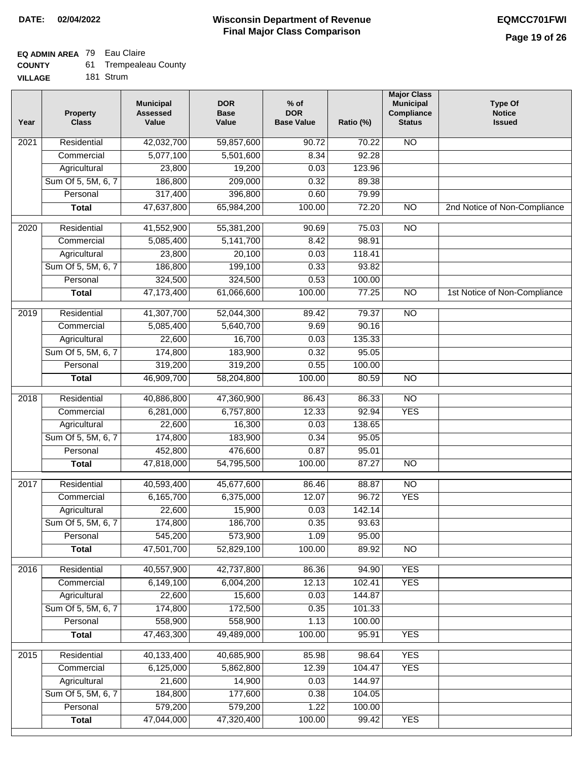**DATE: 02/04/2022**

# Wisconsin Department of Revenue
## Final Major Class Comparison

**EQMCC701FWI**

**EQ ADMIN AREA** 79 Eau Claire
**COUNTY** 61 Trempealeau County
**VILLAGE** 181 Strum

| Year | Property Class | Municipal Assessed Value | DOR Base Value | % of DOR Base Value | Ratio (%) | Major Class Municipal Compliance Status | Type Of Notice Issued |
|---|---|---|---|---|---|---|---|
| 2021 | Residential | 42,032,700 | 59,857,600 | 90.72 | 70.22 | NO | |
| | Commercial | 5,077,100 | 5,501,600 | 8.34 | 92.28 | | |
| | Agricultural | 23,800 | 19,200 | 0.03 | 123.96 | | |
| | Sum Of 5, 5M, 6, 7 | 186,800 | 209,000 | 0.32 | 89.38 | | |
| | Personal | 317,400 | 396,800 | 0.60 | 79.99 | | |
| | **Total** | 47,637,800 | 65,984,200 | 100.00 | 72.20 | NO | 2nd Notice of Non-Compliance |
| 2020 | Residential | 41,552,900 | 55,381,200 | 90.69 | 75.03 | NO | |
| | Commercial | 5,085,400 | 5,141,700 | 8.42 | 98.91 | | |
| | Agricultural | 23,800 | 20,100 | 0.03 | 118.41 | | |
| | Sum Of 5, 5M, 6, 7 | 186,800 | 199,100 | 0.33 | 93.82 | | |
| | Personal | 324,500 | 324,500 | 0.53 | 100.00 | | |
| | **Total** | 47,173,400 | 61,066,600 | 100.00 | 77.25 | NO | 1st Notice of Non-Compliance |
| 2019 | Residential | 41,307,700 | 52,044,300 | 89.42 | 79.37 | NO | |
| | Commercial | 5,085,400 | 5,640,700 | 9.69 | 90.16 | | |
| | Agricultural | 22,600 | 16,700 | 0.03 | 135.33 | | |
| | Sum Of 5, 5M, 6, 7 | 174,800 | 183,900 | 0.32 | 95.05 | | |
| | Personal | 319,200 | 319,200 | 0.55 | 100.00 | | |
| | **Total** | 46,909,700 | 58,204,800 | 100.00 | 80.59 | NO | |
| 2018 | Residential | 40,886,800 | 47,360,900 | 86.43 | 86.33 | NO | |
| | Commercial | 6,281,000 | 6,757,800 | 12.33 | 92.94 | YES | |
| | Agricultural | 22,600 | 16,300 | 0.03 | 138.65 | | |
| | Sum Of 5, 5M, 6, 7 | 174,800 | 183,900 | 0.34 | 95.05 | | |
| | Personal | 452,800 | 476,600 | 0.87 | 95.01 | | |
| | **Total** | 47,818,000 | 54,795,500 | 100.00 | 87.27 | NO | |
| 2017 | Residential | 40,593,400 | 45,677,600 | 86.46 | 88.87 | NO | |
| | Commercial | 6,165,700 | 6,375,000 | 12.07 | 96.72 | YES | |
| | Agricultural | 22,600 | 15,900 | 0.03 | 142.14 | | |
| | Sum Of 5, 5M, 6, 7 | 174,800 | 186,700 | 0.35 | 93.63 | | |
| | Personal | 545,200 | 573,900 | 1.09 | 95.00 | | |
| | **Total** | 47,501,700 | 52,829,100 | 100.00 | 89.92 | NO | |
| 2016 | Residential | 40,557,900 | 42,737,800 | 86.36 | 94.90 | YES | |
| | Commercial | 6,149,100 | 6,004,200 | 12.13 | 102.41 | YES | |
| | Agricultural | 22,600 | 15,600 | 0.03 | 144.87 | | |
| | Sum Of 5, 5M, 6, 7 | 174,800 | 172,500 | 0.35 | 101.33 | | |
| | Personal | 558,900 | 558,900 | 1.13 | 100.00 | | |
| | **Total** | 47,463,300 | 49,489,000 | 100.00 | 95.91 | YES | |
| 2015 | Residential | 40,133,400 | 40,685,900 | 85.98 | 98.64 | YES | |
| | Commercial | 6,125,000 | 5,862,800 | 12.39 | 104.47 | YES | |
| | Agricultural | 21,600 | 14,900 | 0.03 | 144.97 | | |
| | Sum Of 5, 5M, 6, 7 | 184,800 | 177,600 | 0.38 | 104.05 | | |
| | Personal | 579,200 | 579,200 | 1.22 | 100.00 | | |
| | **Total** | 47,044,000 | 47,320,400 | 100.00 | 99.42 | YES | |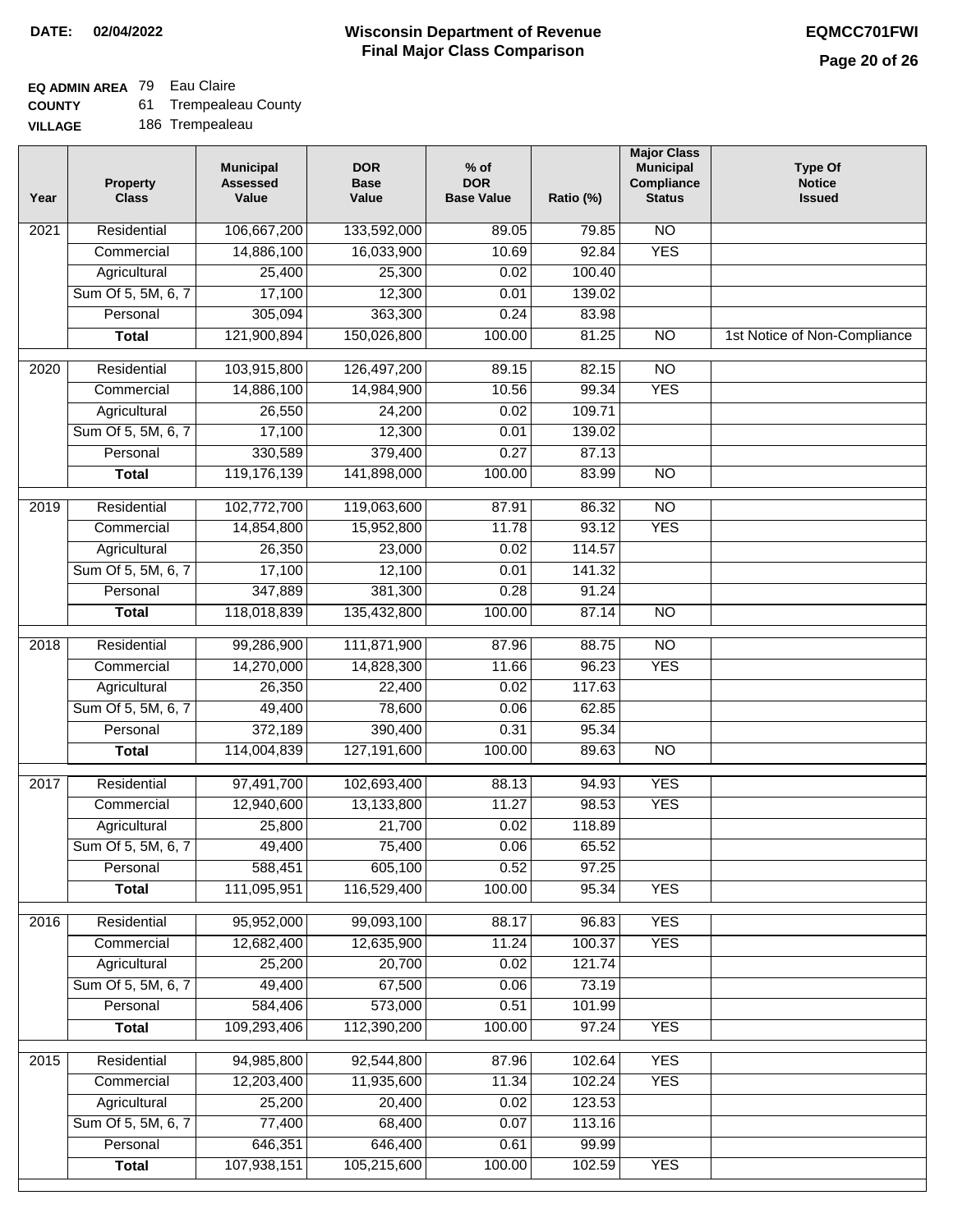**DATE: 02/04/2022**

# Wisconsin Department of Revenue
## Final Major Class Comparison

**EQMCC701FWI**

**EQ ADMIN AREA** 79 Eau Claire
**COUNTY** 61 Trempealeau County
**VILLAGE** 186 Trempealeau

| Year | Property Class | Municipal Assessed Value | DOR Base Value | % of DOR Base Value | Ratio (%) | Major Class Municipal Compliance Status | Type Of Notice Issued |
|---|---|---|---|---|---|---|---|
| 2021 | Residential | 106,667,200 | 133,592,000 | 89.05 | 79.85 | NO | |
| | Commercial | 14,886,100 | 16,033,900 | 10.69 | 92.84 | YES | |
| | Agricultural | 25,400 | 25,300 | 0.02 | 100.40 | | |
| | Sum Of 5, 5M, 6, 7 | 17,100 | 12,300 | 0.01 | 139.02 | | |
| | Personal | 305,094 | 363,300 | 0.24 | 83.98 | | |
| | **Total** | 121,900,894 | 150,026,800 | 100.00 | 81.25 | NO | 1st Notice of Non-Compliance |
| 2020 | Residential | 103,915,800 | 126,497,200 | 89.15 | 82.15 | NO | |
| | Commercial | 14,886,100 | 14,984,900 | 10.56 | 99.34 | YES | |
| | Agricultural | 26,550 | 24,200 | 0.02 | 109.71 | | |
| | Sum Of 5, 5M, 6, 7 | 17,100 | 12,300 | 0.01 | 139.02 | | |
| | Personal | 330,589 | 379,400 | 0.27 | 87.13 | | |
| | **Total** | 119,176,139 | 141,898,000 | 100.00 | 83.99 | NO | |
| 2019 | Residential | 102,772,700 | 119,063,600 | 87.91 | 86.32 | NO | |
| | Commercial | 14,854,800 | 15,952,800 | 11.78 | 93.12 | YES | |
| | Agricultural | 26,350 | 23,000 | 0.02 | 114.57 | | |
| | Sum Of 5, 5M, 6, 7 | 17,100 | 12,100 | 0.01 | 141.32 | | |
| | Personal | 347,889 | 381,300 | 0.28 | 91.24 | | |
| | **Total** | 118,018,839 | 135,432,800 | 100.00 | 87.14 | NO | |
| 2018 | Residential | 99,286,900 | 111,871,900 | 87.96 | 88.75 | NO | |
| | Commercial | 14,270,000 | 14,828,300 | 11.66 | 96.23 | YES | |
| | Agricultural | 26,350 | 22,400 | 0.02 | 117.63 | | |
| | Sum Of 5, 5M, 6, 7 | 49,400 | 78,600 | 0.06 | 62.85 | | |
| | Personal | 372,189 | 390,400 | 0.31 | 95.34 | | |
| | **Total** | 114,004,839 | 127,191,600 | 100.00 | 89.63 | NO | |
| 2017 | Residential | 97,491,700 | 102,693,400 | 88.13 | 94.93 | YES | |
| | Commercial | 12,940,600 | 13,133,800 | 11.27 | 98.53 | YES | |
| | Agricultural | 25,800 | 21,700 | 0.02 | 118.89 | | |
| | Sum Of 5, 5M, 6, 7 | 49,400 | 75,400 | 0.06 | 65.52 | | |
| | Personal | 588,451 | 605,100 | 0.52 | 97.25 | | |
| | **Total** | 111,095,951 | 116,529,400 | 100.00 | 95.34 | YES | |
| 2016 | Residential | 95,952,000 | 99,093,100 | 88.17 | 96.83 | YES | |
| | Commercial | 12,682,400 | 12,635,900 | 11.24 | 100.37 | YES | |
| | Agricultural | 25,200 | 20,700 | 0.02 | 121.74 | | |
| | Sum Of 5, 5M, 6, 7 | 49,400 | 67,500 | 0.06 | 73.19 | | |
| | Personal | 584,406 | 573,000 | 0.51 | 101.99 | | |
| | **Total** | 109,293,406 | 112,390,200 | 100.00 | 97.24 | YES | |
| 2015 | Residential | 94,985,800 | 92,544,800 | 87.96 | 102.64 | YES | |
| | Commercial | 12,203,400 | 11,935,600 | 11.34 | 102.24 | YES | |
| | Agricultural | 25,200 | 20,400 | 0.02 | 123.53 | | |
| | Sum Of 5, 5M, 6, 7 | 77,400 | 68,400 | 0.07 | 113.16 | | |
| | Personal | 646,351 | 646,400 | 0.61 | 99.99 | | |
| | **Total** | 107,938,151 | 105,215,600 | 100.00 | 102.59 | YES | |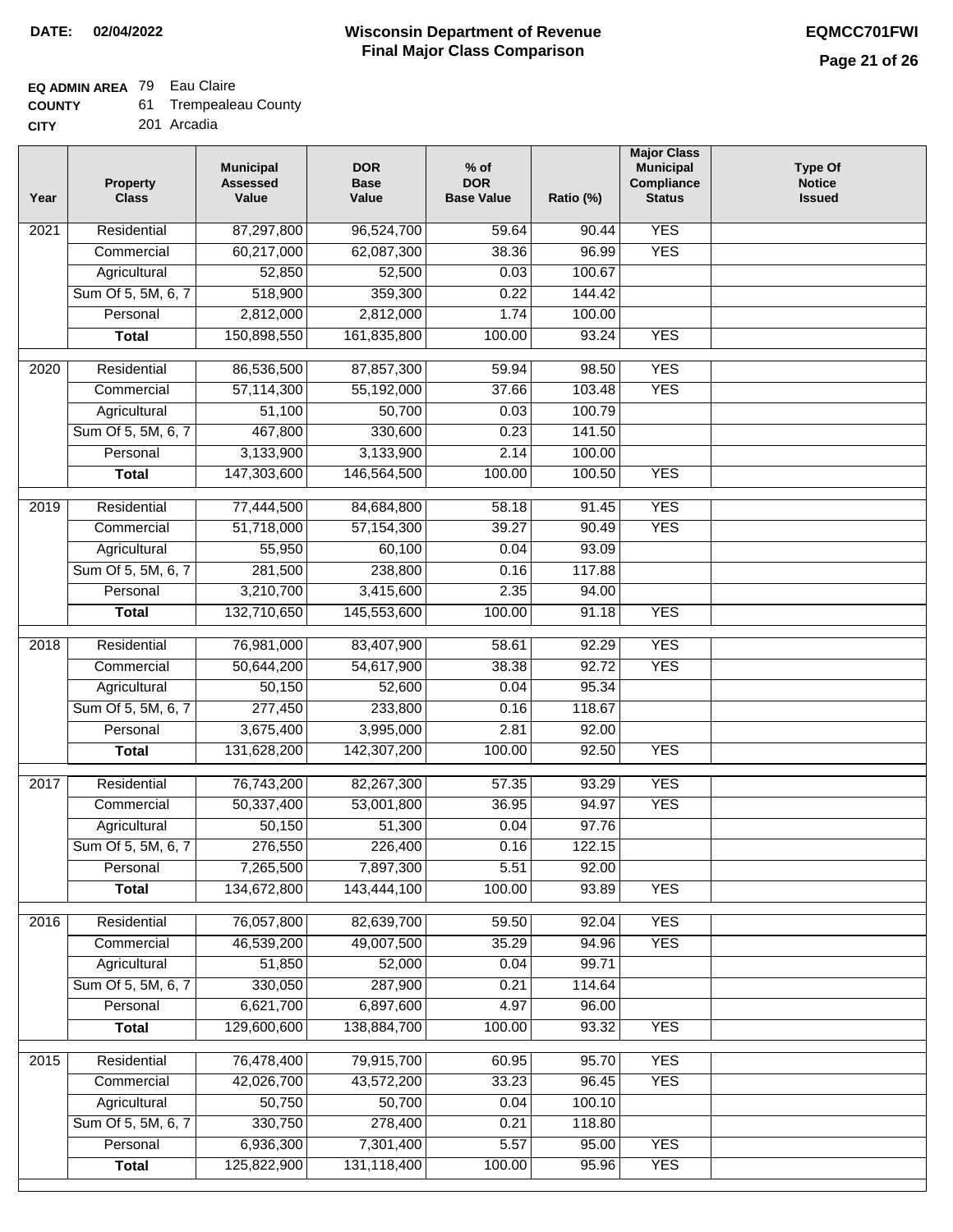**DATE: 02/04/2022**

# Wisconsin Department of Revenue
## Final Major Class Comparison

**EQMCC701FWI**

**EQ ADMIN AREA** 79 Eau Claire
**COUNTY** 61 Trempealeau County
**CITY** 201 Arcadia

| Year | Property Class | Municipal Assessed Value | DOR Base Value | % of DOR Base Value | Ratio (%) | Major Class Municipal Compliance Status | Type Of Notice Issued |
|---|---|---|---|---|---|---|---|
| 2021 | Residential | 87,297,800 | 96,524,700 | 59.64 | 90.44 | YES | |
| | Commercial | 60,217,000 | 62,087,300 | 38.36 | 96.99 | YES | |
| | Agricultural | 52,850 | 52,500 | 0.03 | 100.67 | | |
| | Sum Of 5, 5M, 6, 7 | 518,900 | 359,300 | 0.22 | 144.42 | | |
| | Personal | 2,812,000 | 2,812,000 | 1.74 | 100.00 | | |
| | **Total** | 150,898,550 | 161,835,800 | 100.00 | 93.24 | YES | |
| 2020 | Residential | 86,536,500 | 87,857,300 | 59.94 | 98.50 | YES | |
| | Commercial | 57,114,300 | 55,192,000 | 37.66 | 103.48 | YES | |
| | Agricultural | 51,100 | 50,700 | 0.03 | 100.79 | | |
| | Sum Of 5, 5M, 6, 7 | 467,800 | 330,600 | 0.23 | 141.50 | | |
| | Personal | 3,133,900 | 3,133,900 | 2.14 | 100.00 | | |
| | **Total** | 147,303,600 | 146,564,500 | 100.00 | 100.50 | YES | |
| 2019 | Residential | 77,444,500 | 84,684,800 | 58.18 | 91.45 | YES | |
| | Commercial | 51,718,000 | 57,154,300 | 39.27 | 90.49 | YES | |
| | Agricultural | 55,950 | 60,100 | 0.04 | 93.09 | | |
| | Sum Of 5, 5M, 6, 7 | 281,500 | 238,800 | 0.16 | 117.88 | | |
| | Personal | 3,210,700 | 3,415,600 | 2.35 | 94.00 | | |
| | **Total** | 132,710,650 | 145,553,600 | 100.00 | 91.18 | YES | |
| 2018 | Residential | 76,981,000 | 83,407,900 | 58.61 | 92.29 | YES | |
| | Commercial | 50,644,200 | 54,617,900 | 38.38 | 92.72 | YES | |
| | Agricultural | 50,150 | 52,600 | 0.04 | 95.34 | | |
| | Sum Of 5, 5M, 6, 7 | 277,450 | 233,800 | 0.16 | 118.67 | | |
| | Personal | 3,675,400 | 3,995,000 | 2.81 | 92.00 | | |
| | **Total** | 131,628,200 | 142,307,200 | 100.00 | 92.50 | YES | |
| 2017 | Residential | 76,743,200 | 82,267,300 | 57.35 | 93.29 | YES | |
| | Commercial | 50,337,400 | 53,001,800 | 36.95 | 94.97 | YES | |
| | Agricultural | 50,150 | 51,300 | 0.04 | 97.76 | | |
| | Sum Of 5, 5M, 6, 7 | 276,550 | 226,400 | 0.16 | 122.15 | | |
| | Personal | 7,265,500 | 7,897,300 | 5.51 | 92.00 | | |
| | **Total** | 134,672,800 | 143,444,100 | 100.00 | 93.89 | YES | |
| 2016 | Residential | 76,057,800 | 82,639,700 | 59.50 | 92.04 | YES | |
| | Commercial | 46,539,200 | 49,007,500 | 35.29 | 94.96 | YES | |
| | Agricultural | 51,850 | 52,000 | 0.04 | 99.71 | | |
| | Sum Of 5, 5M, 6, 7 | 330,050 | 287,900 | 0.21 | 114.64 | | |
| | Personal | 6,621,700 | 6,897,600 | 4.97 | 96.00 | | |
| | **Total** | 129,600,600 | 138,884,700 | 100.00 | 93.32 | YES | |
| 2015 | Residential | 76,478,400 | 79,915,700 | 60.95 | 95.70 | YES | |
| | Commercial | 42,026,700 | 43,572,200 | 33.23 | 96.45 | YES | |
| | Agricultural | 50,750 | 50,700 | 0.04 | 100.10 | | |
| | Sum Of 5, 5M, 6, 7 | 330,750 | 278,400 | 0.21 | 118.80 | | |
| | Personal | 6,936,300 | 7,301,400 | 5.57 | 95.00 | YES | |
| | **Total** | 125,822,900 | 131,118,400 | 100.00 | 95.96 | YES | |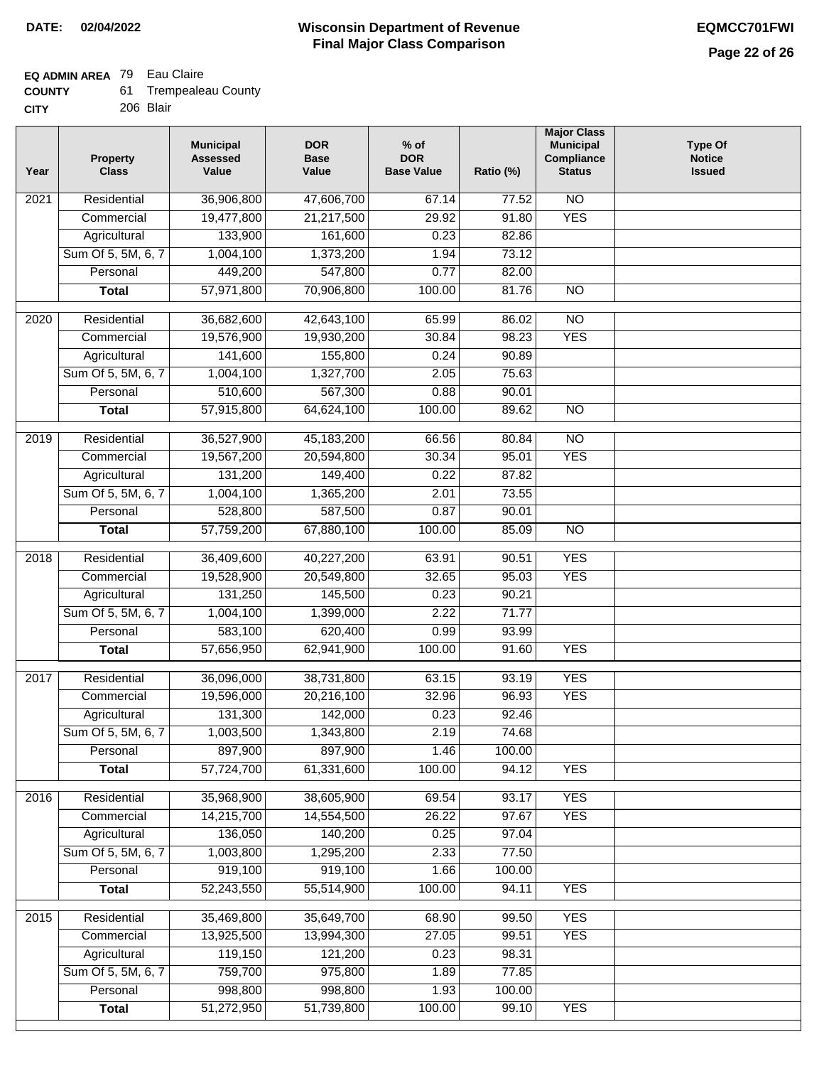**DATE: 02/04/2022**

# Wisconsin Department of Revenue
## Final Major Class Comparison

**EQMCC701FWI**

**EQ ADMIN AREA** 79 Eau Claire
**COUNTY** 61 Trempealeau County
**CITY** 206 Blair

| Year | Property Class | Municipal Assessed Value | DOR Base Value | % of DOR Base Value | Ratio (%) | Major Class Municipal Compliance Status | Type Of Notice Issued |
|---|---|---|---|---|---|---|---|
| 2021 | Residential | 36,906,800 | 47,606,700 | 67.14 | 77.52 | NO | |
| | Commercial | 19,477,800 | 21,217,500 | 29.92 | 91.80 | YES | |
| | Agricultural | 133,900 | 161,600 | 0.23 | 82.86 | | |
| | Sum Of 5, 5M, 6, 7 | 1,004,100 | 1,373,200 | 1.94 | 73.12 | | |
| | Personal | 449,200 | 547,800 | 0.77 | 82.00 | | |
| | **Total** | 57,971,800 | 70,906,800 | 100.00 | 81.76 | NO | |
| 2020 | Residential | 36,682,600 | 42,643,100 | 65.99 | 86.02 | NO | |
| | Commercial | 19,576,900 | 19,930,200 | 30.84 | 98.23 | YES | |
| | Agricultural | 141,600 | 155,800 | 0.24 | 90.89 | | |
| | Sum Of 5, 5M, 6, 7 | 1,004,100 | 1,327,700 | 2.05 | 75.63 | | |
| | Personal | 510,600 | 567,300 | 0.88 | 90.01 | | |
| | **Total** | 57,915,800 | 64,624,100 | 100.00 | 89.62 | NO | |
| 2019 | Residential | 36,527,900 | 45,183,200 | 66.56 | 80.84 | NO | |
| | Commercial | 19,567,200 | 20,594,800 | 30.34 | 95.01 | YES | |
| | Agricultural | 131,200 | 149,400 | 0.22 | 87.82 | | |
| | Sum Of 5, 5M, 6, 7 | 1,004,100 | 1,365,200 | 2.01 | 73.55 | | |
| | Personal | 528,800 | 587,500 | 0.87 | 90.01 | | |
| | **Total** | 57,759,200 | 67,880,100 | 100.00 | 85.09 | NO | |
| 2018 | Residential | 36,409,600 | 40,227,200 | 63.91 | 90.51 | YES | |
| | Commercial | 19,528,900 | 20,549,800 | 32.65 | 95.03 | YES | |
| | Agricultural | 131,250 | 145,500 | 0.23 | 90.21 | | |
| | Sum Of 5, 5M, 6, 7 | 1,004,100 | 1,399,000 | 2.22 | 71.77 | | |
| | Personal | 583,100 | 620,400 | 0.99 | 93.99 | | |
| | **Total** | 57,656,950 | 62,941,900 | 100.00 | 91.60 | YES | |
| 2017 | Residential | 36,096,000 | 38,731,800 | 63.15 | 93.19 | YES | |
| | Commercial | 19,596,000 | 20,216,100 | 32.96 | 96.93 | YES | |
| | Agricultural | 131,300 | 142,000 | 0.23 | 92.46 | | |
| | Sum Of 5, 5M, 6, 7 | 1,003,500 | 1,343,800 | 2.19 | 74.68 | | |
| | Personal | 897,900 | 897,900 | 1.46 | 100.00 | | |
| | **Total** | 57,724,700 | 61,331,600 | 100.00 | 94.12 | YES | |
| 2016 | Residential | 35,968,900 | 38,605,900 | 69.54 | 93.17 | YES | |
| | Commercial | 14,215,700 | 14,554,500 | 26.22 | 97.67 | YES | |
| | Agricultural | 136,050 | 140,200 | 0.25 | 97.04 | | |
| | Sum Of 5, 5M, 6, 7 | 1,003,800 | 1,295,200 | 2.33 | 77.50 | | |
| | Personal | 919,100 | 919,100 | 1.66 | 100.00 | | |
| | **Total** | 52,243,550 | 55,514,900 | 100.00 | 94.11 | YES | |
| 2015 | Residential | 35,469,800 | 35,649,700 | 68.90 | 99.50 | YES | |
| | Commercial | 13,925,500 | 13,994,300 | 27.05 | 99.51 | YES | |
| | Agricultural | 119,150 | 121,200 | 0.23 | 98.31 | | |
| | Sum Of 5, 5M, 6, 7 | 759,700 | 975,800 | 1.89 | 77.85 | | |
| | Personal | 998,800 | 998,800 | 1.93 | 100.00 | | |
| | **Total** | 51,272,950 | 51,739,800 | 100.00 | 99.10 | YES | |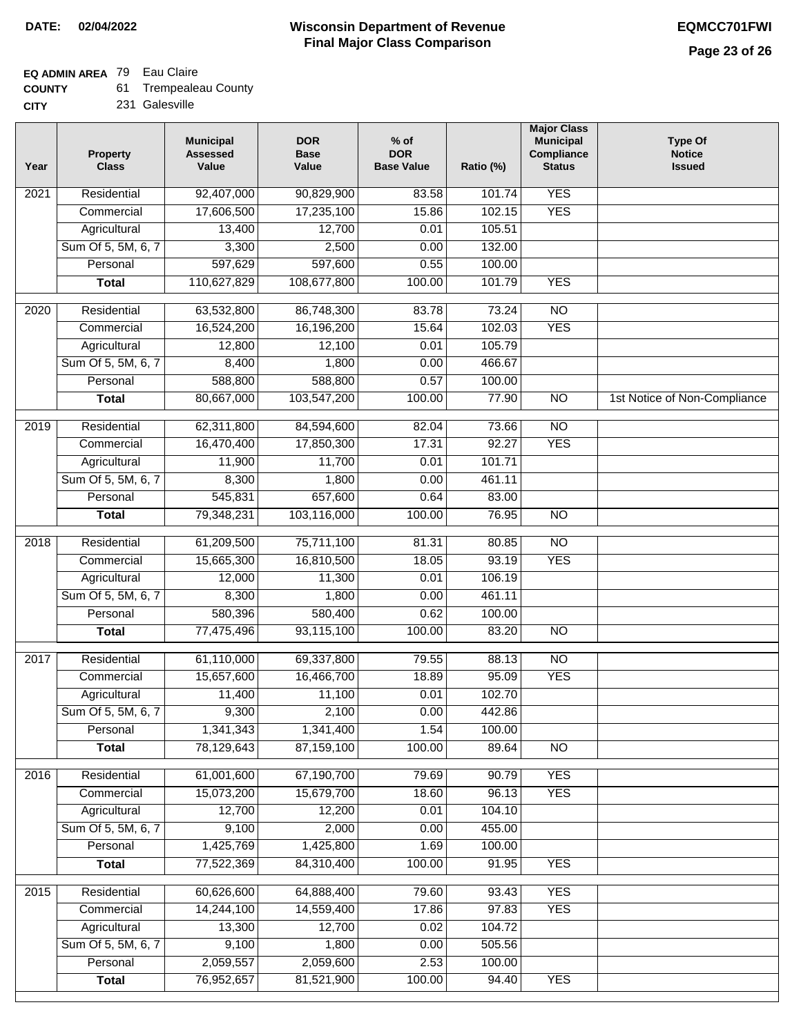**DATE: 02/04/2022**

# Wisconsin Department of Revenue
## Final Major Class Comparison

**EQMCC701FWI**

**EQ ADMIN AREA** 79 Eau Claire
**COUNTY** 61 Trempealeau County
**CITY** 231 Galesville

| Year | Property Class | Municipal Assessed Value | DOR Base Value | % of DOR Base Value | Ratio (%) | Major Class Municipal Compliance Status | Type Of Notice Issued |
|---|---|---|---|---|---|---|---|
| 2021 | Residential | 92,407,000 | 90,829,900 | 83.58 | 101.74 | YES | |
| | Commercial | 17,606,500 | 17,235,100 | 15.86 | 102.15 | YES | |
| | Agricultural | 13,400 | 12,700 | 0.01 | 105.51 | | |
| | Sum Of 5, 5M, 6, 7 | 3,300 | 2,500 | 0.00 | 132.00 | | |
| | Personal | 597,629 | 597,600 | 0.55 | 100.00 | | |
| | **Total** | 110,627,829 | 108,677,800 | 100.00 | 101.79 | YES | |
| 2020 | Residential | 63,532,800 | 86,748,300 | 83.78 | 73.24 | NO | |
| | Commercial | 16,524,200 | 16,196,200 | 15.64 | 102.03 | YES | |
| | Agricultural | 12,800 | 12,100 | 0.01 | 105.79 | | |
| | Sum Of 5, 5M, 6, 7 | 8,400 | 1,800 | 0.00 | 466.67 | | |
| | Personal | 588,800 | 588,800 | 0.57 | 100.00 | | |
| | **Total** | 80,667,000 | 103,547,200 | 100.00 | 77.90 | NO | 1st Notice of Non-Compliance |
| 2019 | Residential | 62,311,800 | 84,594,600 | 82.04 | 73.66 | NO | |
| | Commercial | 16,470,400 | 17,850,300 | 17.31 | 92.27 | YES | |
| | Agricultural | 11,900 | 11,700 | 0.01 | 101.71 | | |
| | Sum Of 5, 5M, 6, 7 | 8,300 | 1,800 | 0.00 | 461.11 | | |
| | Personal | 545,831 | 657,600 | 0.64 | 83.00 | | |
| | **Total** | 79,348,231 | 103,116,000 | 100.00 | 76.95 | NO | |
| 2018 | Residential | 61,209,500 | 75,711,100 | 81.31 | 80.85 | NO | |
| | Commercial | 15,665,300 | 16,810,500 | 18.05 | 93.19 | YES | |
| | Agricultural | 12,000 | 11,300 | 0.01 | 106.19 | | |
| | Sum Of 5, 5M, 6, 7 | 8,300 | 1,800 | 0.00 | 461.11 | | |
| | Personal | 580,396 | 580,400 | 0.62 | 100.00 | | |
| | **Total** | 77,475,496 | 93,115,100 | 100.00 | 83.20 | NO | |
| 2017 | Residential | 61,110,000 | 69,337,800 | 79.55 | 88.13 | NO | |
| | Commercial | 15,657,600 | 16,466,700 | 18.89 | 95.09 | YES | |
| | Agricultural | 11,400 | 11,100 | 0.01 | 102.70 | | |
| | Sum Of 5, 5M, 6, 7 | 9,300 | 2,100 | 0.00 | 442.86 | | |
| | Personal | 1,341,343 | 1,341,400 | 1.54 | 100.00 | | |
| | **Total** | 78,129,643 | 87,159,100 | 100.00 | 89.64 | NO | |
| 2016 | Residential | 61,001,600 | 67,190,700 | 79.69 | 90.79 | YES | |
| | Commercial | 15,073,200 | 15,679,700 | 18.60 | 96.13 | YES | |
| | Agricultural | 12,700 | 12,200 | 0.01 | 104.10 | | |
| | Sum Of 5, 5M, 6, 7 | 9,100 | 2,000 | 0.00 | 455.00 | | |
| | Personal | 1,425,769 | 1,425,800 | 1.69 | 100.00 | | |
| | **Total** | 77,522,369 | 84,310,400 | 100.00 | 91.95 | YES | |
| 2015 | Residential | 60,626,600 | 64,888,400 | 79.60 | 93.43 | YES | |
| | Commercial | 14,244,100 | 14,559,400 | 17.86 | 97.83 | YES | |
| | Agricultural | 13,300 | 12,700 | 0.02 | 104.72 | | |
| | Sum Of 5, 5M, 6, 7 | 9,100 | 1,800 | 0.00 | 505.56 | | |
| | Personal | 2,059,557 | 2,059,600 | 2.53 | 100.00 | | |
| | **Total** | 76,952,657 | 81,521,900 | 100.00 | 94.40 | YES | |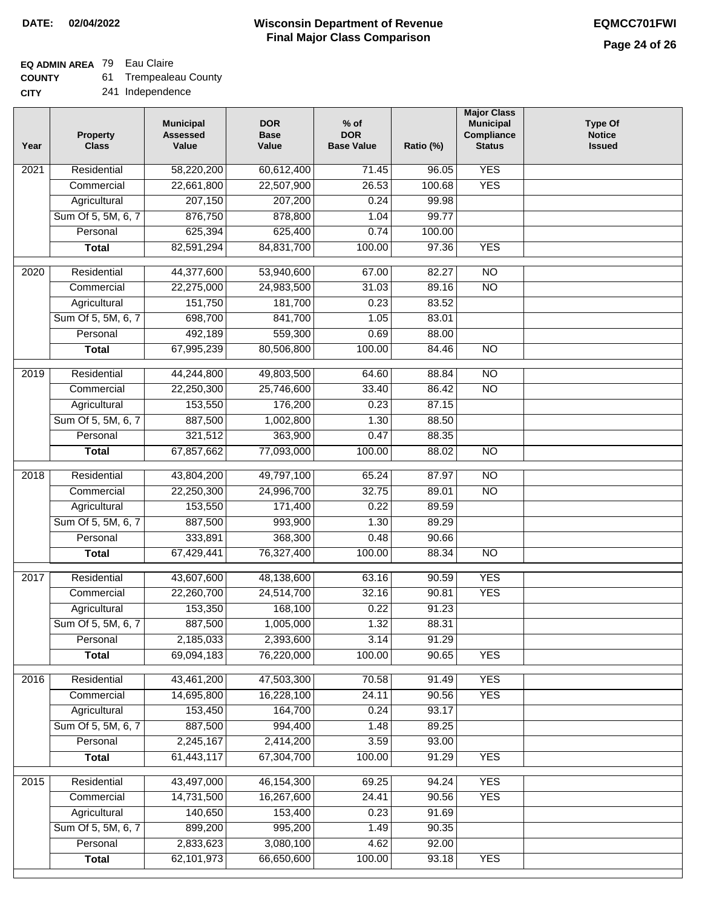**DATE: 02/04/2022**

# Wisconsin Department of Revenue
## Final Major Class Comparison

**EQMCC701FWI**

**EQ ADMIN AREA** 79 Eau Claire
**COUNTY** 61 Trempealeau County
**CITY** 241 Independence

| Year | Property Class | Municipal Assessed Value | DOR Base Value | % of DOR Base Value | Ratio (%) | Major Class Municipal Compliance Status | Type Of Notice Issued |
|---|---|---|---|---|---|---|---|
| 2021 | Residential | 58,220,200 | 60,612,400 | 71.45 | 96.05 | YES | |
| | Commercial | 22,661,800 | 22,507,900 | 26.53 | 100.68 | YES | |
| | Agricultural | 207,150 | 207,200 | 0.24 | 99.98 | | |
| | Sum Of 5, 5M, 6, 7 | 876,750 | 878,800 | 1.04 | 99.77 | | |
| | Personal | 625,394 | 625,400 | 0.74 | 100.00 | | |
| | **Total** | 82,591,294 | 84,831,700 | 100.00 | 97.36 | YES | |
| 2020 | Residential | 44,377,600 | 53,940,600 | 67.00 | 82.27 | NO | |
| | Commercial | 22,275,000 | 24,983,500 | 31.03 | 89.16 | NO | |
| | Agricultural | 151,750 | 181,700 | 0.23 | 83.52 | | |
| | Sum Of 5, 5M, 6, 7 | 698,700 | 841,700 | 1.05 | 83.01 | | |
| | Personal | 492,189 | 559,300 | 0.69 | 88.00 | | |
| | **Total** | 67,995,239 | 80,506,800 | 100.00 | 84.46 | NO | |
| 2019 | Residential | 44,244,800 | 49,803,500 | 64.60 | 88.84 | NO | |
| | Commercial | 22,250,300 | 25,746,600 | 33.40 | 86.42 | NO | |
| | Agricultural | 153,550 | 176,200 | 0.23 | 87.15 | | |
| | Sum Of 5, 5M, 6, 7 | 887,500 | 1,002,800 | 1.30 | 88.50 | | |
| | Personal | 321,512 | 363,900 | 0.47 | 88.35 | | |
| | **Total** | 67,857,662 | 77,093,000 | 100.00 | 88.02 | NO | |
| 2018 | Residential | 43,804,200 | 49,797,100 | 65.24 | 87.97 | NO | |
| | Commercial | 22,250,300 | 24,996,700 | 32.75 | 89.01 | NO | |
| | Agricultural | 153,550 | 171,400 | 0.22 | 89.59 | | |
| | Sum Of 5, 5M, 6, 7 | 887,500 | 993,900 | 1.30 | 89.29 | | |
| | Personal | 333,891 | 368,300 | 0.48 | 90.66 | | |
| | **Total** | 67,429,441 | 76,327,400 | 100.00 | 88.34 | NO | |
| 2017 | Residential | 43,607,600 | 48,138,600 | 63.16 | 90.59 | YES | |
| | Commercial | 22,260,700 | 24,514,700 | 32.16 | 90.81 | YES | |
| | Agricultural | 153,350 | 168,100 | 0.22 | 91.23 | | |
| | Sum Of 5, 5M, 6, 7 | 887,500 | 1,005,000 | 1.32 | 88.31 | | |
| | Personal | 2,185,033 | 2,393,600 | 3.14 | 91.29 | | |
| | **Total** | 69,094,183 | 76,220,000 | 100.00 | 90.65 | YES | |
| 2016 | Residential | 43,461,200 | 47,503,300 | 70.58 | 91.49 | YES | |
| | Commercial | 14,695,800 | 16,228,100 | 24.11 | 90.56 | YES | |
| | Agricultural | 153,450 | 164,700 | 0.24 | 93.17 | | |
| | Sum Of 5, 5M, 6, 7 | 887,500 | 994,400 | 1.48 | 89.25 | | |
| | Personal | 2,245,167 | 2,414,200 | 3.59 | 93.00 | | |
| | **Total** | 61,443,117 | 67,304,700 | 100.00 | 91.29 | YES | |
| 2015 | Residential | 43,497,000 | 46,154,300 | 69.25 | 94.24 | YES | |
| | Commercial | 14,731,500 | 16,267,600 | 24.41 | 90.56 | YES | |
| | Agricultural | 140,650 | 153,400 | 0.23 | 91.69 | | |
| | Sum Of 5, 5M, 6, 7 | 899,200 | 995,200 | 1.49 | 90.35 | | |
| | Personal | 2,833,623 | 3,080,100 | 4.62 | 92.00 | | |
| | **Total** | 62,101,973 | 66,650,600 | 100.00 | 93.18 | YES | |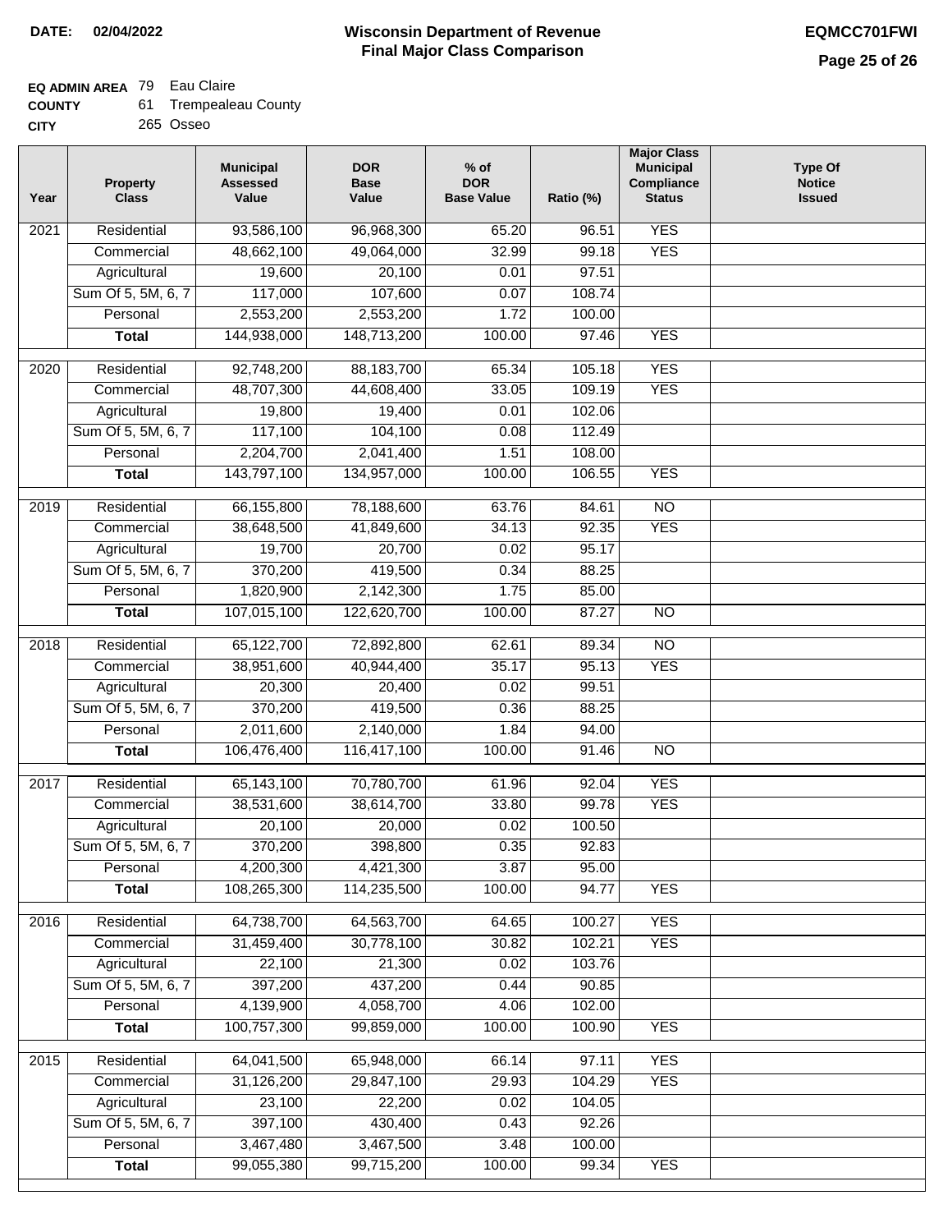**DATE: 02/04/2022**

# Wisconsin Department of Revenue
## Final Major Class Comparison

**EQMCC701FWI**

**EQ ADMIN AREA** 79 Eau Claire
**COUNTY** 61 Trempealeau County
**CITY** 265 Osseo

| Year | Property Class | Municipal Assessed Value | DOR Base Value | % of DOR Base Value | Ratio (%) | Major Class Municipal Compliance Status | Type Of Notice Issued |
|---|---|---|---|---|---|---|---|
| 2021 | Residential | 93,586,100 | 96,968,300 | 65.20 | 96.51 | YES | |
| | Commercial | 48,662,100 | 49,064,000 | 32.99 | 99.18 | YES | |
| | Agricultural | 19,600 | 20,100 | 0.01 | 97.51 | | |
| | Sum Of 5, 5M, 6, 7 | 117,000 | 107,600 | 0.07 | 108.74 | | |
| | Personal | 2,553,200 | 2,553,200 | 1.72 | 100.00 | | |
| | **Total** | 144,938,000 | 148,713,200 | 100.00 | 97.46 | YES | |
| 2020 | Residential | 92,748,200 | 88,183,700 | 65.34 | 105.18 | YES | |
| | Commercial | 48,707,300 | 44,608,400 | 33.05 | 109.19 | YES | |
| | Agricultural | 19,800 | 19,400 | 0.01 | 102.06 | | |
| | Sum Of 5, 5M, 6, 7 | 117,100 | 104,100 | 0.08 | 112.49 | | |
| | Personal | 2,204,700 | 2,041,400 | 1.51 | 108.00 | | |
| | **Total** | 143,797,100 | 134,957,000 | 100.00 | 106.55 | YES | |
| 2019 | Residential | 66,155,800 | 78,188,600 | 63.76 | 84.61 | NO | |
| | Commercial | 38,648,500 | 41,849,600 | 34.13 | 92.35 | YES | |
| | Agricultural | 19,700 | 20,700 | 0.02 | 95.17 | | |
| | Sum Of 5, 5M, 6, 7 | 370,200 | 419,500 | 0.34 | 88.25 | | |
| | Personal | 1,820,900 | 2,142,300 | 1.75 | 85.00 | | |
| | **Total** | 107,015,100 | 122,620,700 | 100.00 | 87.27 | NO | |
| 2018 | Residential | 65,122,700 | 72,892,800 | 62.61 | 89.34 | NO | |
| | Commercial | 38,951,600 | 40,944,400 | 35.17 | 95.13 | YES | |
| | Agricultural | 20,300 | 20,400 | 0.02 | 99.51 | | |
| | Sum Of 5, 5M, 6, 7 | 370,200 | 419,500 | 0.36 | 88.25 | | |
| | Personal | 2,011,600 | 2,140,000 | 1.84 | 94.00 | | |
| | **Total** | 106,476,400 | 116,417,100 | 100.00 | 91.46 | NO | |
| 2017 | Residential | 65,143,100 | 70,780,700 | 61.96 | 92.04 | YES | |
| | Commercial | 38,531,600 | 38,614,700 | 33.80 | 99.78 | YES | |
| | Agricultural | 20,100 | 20,000 | 0.02 | 100.50 | | |
| | Sum Of 5, 5M, 6, 7 | 370,200 | 398,800 | 0.35 | 92.83 | | |
| | Personal | 4,200,300 | 4,421,300 | 3.87 | 95.00 | | |
| | **Total** | 108,265,300 | 114,235,500 | 100.00 | 94.77 | YES | |
| 2016 | Residential | 64,738,700 | 64,563,700 | 64.65 | 100.27 | YES | |
| | Commercial | 31,459,400 | 30,778,100 | 30.82 | 102.21 | YES | |
| | Agricultural | 22,100 | 21,300 | 0.02 | 103.76 | | |
| | Sum Of 5, 5M, 6, 7 | 397,200 | 437,200 | 0.44 | 90.85 | | |
| | Personal | 4,139,900 | 4,058,700 | 4.06 | 102.00 | | |
| | **Total** | 100,757,300 | 99,859,000 | 100.00 | 100.90 | YES | |
| 2015 | Residential | 64,041,500 | 65,948,000 | 66.14 | 97.11 | YES | |
| | Commercial | 31,126,200 | 29,847,100 | 29.93 | 104.29 | YES | |
| | Agricultural | 23,100 | 22,200 | 0.02 | 104.05 | | |
| | Sum Of 5, 5M, 6, 7 | 397,100 | 430,400 | 0.43 | 92.26 | | |
| | Personal | 3,467,480 | 3,467,500 | 3.48 | 100.00 | | |
| | **Total** | 99,055,380 | 99,715,200 | 100.00 | 99.34 | YES | |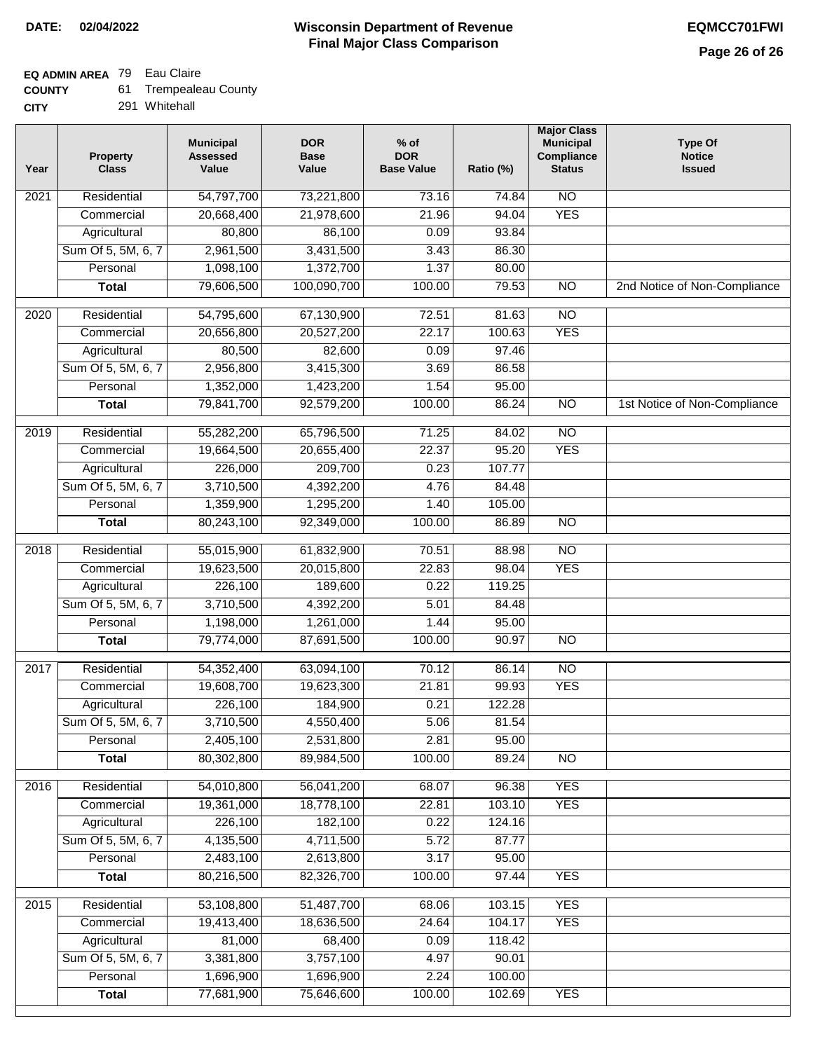**DATE: 02/04/2022**

# Wisconsin Department of Revenue
## Final Major Class Comparison

**EQMCC701FWI**

**EQ ADMIN AREA** 79 Eau Claire
**COUNTY** 61 Trempealeau County
**CITY** 291 Whitehall

| Year | Property Class | Municipal Assessed Value | DOR Base Value | % of DOR Base Value | Ratio (%) | Major Class Municipal Compliance Status | Type Of Notice Issued |
|---|---|---|---|---|---|---|---|
| 2021 | Residential | 54,797,700 | 73,221,800 | 73.16 | 74.84 | NO | |
| | Commercial | 20,668,400 | 21,978,600 | 21.96 | 94.04 | YES | |
| | Agricultural | 80,800 | 86,100 | 0.09 | 93.84 | | |
| | Sum Of 5, 5M, 6, 7 | 2,961,500 | 3,431,500 | 3.43 | 86.30 | | |
| | Personal | 1,098,100 | 1,372,700 | 1.37 | 80.00 | | |
| | **Total** | 79,606,500 | 100,090,700 | 100.00 | 79.53 | NO | 2nd Notice of Non-Compliance |
| 2020 | Residential | 54,795,600 | 67,130,900 | 72.51 | 81.63 | NO | |
| | Commercial | 20,656,800 | 20,527,200 | 22.17 | 100.63 | YES | |
| | Agricultural | 80,500 | 82,600 | 0.09 | 97.46 | | |
| | Sum Of 5, 5M, 6, 7 | 2,956,800 | 3,415,300 | 3.69 | 86.58 | | |
| | Personal | 1,352,000 | 1,423,200 | 1.54 | 95.00 | | |
| | **Total** | 79,841,700 | 92,579,200 | 100.00 | 86.24 | NO | 1st Notice of Non-Compliance |
| 2019 | Residential | 55,282,200 | 65,796,500 | 71.25 | 84.02 | NO | |
| | Commercial | 19,664,500 | 20,655,400 | 22.37 | 95.20 | YES | |
| | Agricultural | 226,000 | 209,700 | 0.23 | 107.77 | | |
| | Sum Of 5, 5M, 6, 7 | 3,710,500 | 4,392,200 | 4.76 | 84.48 | | |
| | Personal | 1,359,900 | 1,295,200 | 1.40 | 105.00 | | |
| | **Total** | 80,243,100 | 92,349,000 | 100.00 | 86.89 | NO | |
| 2018 | Residential | 55,015,900 | 61,832,900 | 70.51 | 88.98 | NO | |
| | Commercial | 19,623,500 | 20,015,800 | 22.83 | 98.04 | YES | |
| | Agricultural | 226,100 | 189,600 | 0.22 | 119.25 | | |
| | Sum Of 5, 5M, 6, 7 | 3,710,500 | 4,392,200 | 5.01 | 84.48 | | |
| | Personal | 1,198,000 | 1,261,000 | 1.44 | 95.00 | | |
| | **Total** | 79,774,000 | 87,691,500 | 100.00 | 90.97 | NO | |
| 2017 | Residential | 54,352,400 | 63,094,100 | 70.12 | 86.14 | NO | |
| | Commercial | 19,608,700 | 19,623,300 | 21.81 | 99.93 | YES | |
| | Agricultural | 226,100 | 184,900 | 0.21 | 122.28 | | |
| | Sum Of 5, 5M, 6, 7 | 3,710,500 | 4,550,400 | 5.06 | 81.54 | | |
| | Personal | 2,405,100 | 2,531,800 | 2.81 | 95.00 | | |
| | **Total** | 80,302,800 | 89,984,500 | 100.00 | 89.24 | NO | |
| 2016 | Residential | 54,010,800 | 56,041,200 | 68.07 | 96.38 | YES | |
| | Commercial | 19,361,000 | 18,778,100 | 22.81 | 103.10 | YES | |
| | Agricultural | 226,100 | 182,100 | 0.22 | 124.16 | | |
| | Sum Of 5, 5M, 6, 7 | 4,135,500 | 4,711,500 | 5.72 | 87.77 | | |
| | Personal | 2,483,100 | 2,613,800 | 3.17 | 95.00 | | |
| | **Total** | 80,216,500 | 82,326,700 | 100.00 | 97.44 | YES | |
| 2015 | Residential | 53,108,800 | 51,487,700 | 68.06 | 103.15 | YES | |
| | Commercial | 19,413,400 | 18,636,500 | 24.64 | 104.17 | YES | |
| | Agricultural | 81,000 | 68,400 | 0.09 | 118.42 | | |
| | Sum Of 5, 5M, 6, 7 | 3,381,800 | 3,757,100 | 4.97 | 90.01 | | |
| | Personal | 1,696,900 | 1,696,900 | 2.24 | 100.00 | | |
| | **Total** | 77,681,900 | 75,646,600 | 100.00 | 102.69 | YES | |